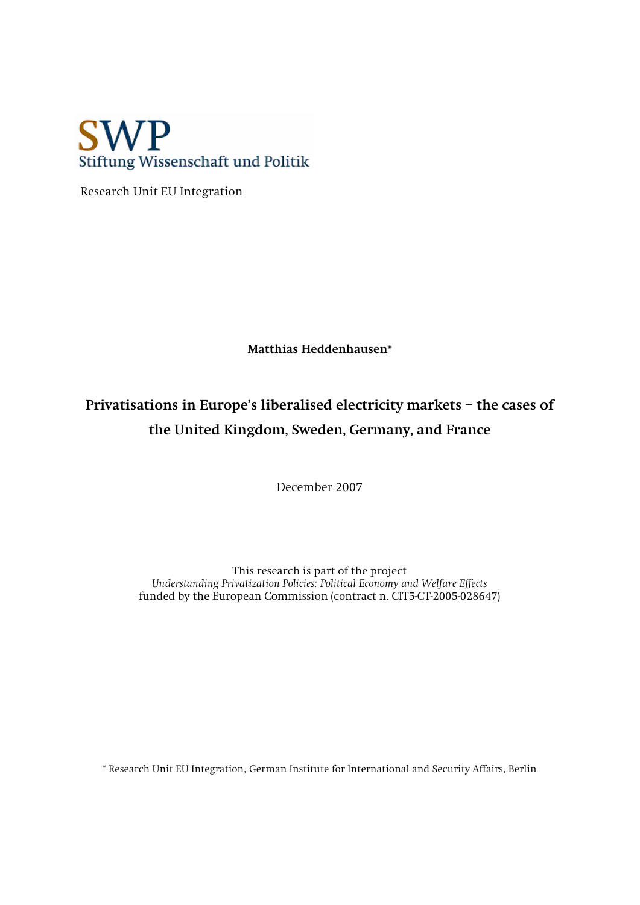SWP
Stiftung Wissenschaft und Politik

Research Unit EU Integration

**Matthias Heddenhausen***

# Privatisations in Europe's liberalised electricity markets – the cases of the United Kingdom, Sweden, Germany, and France

December 2007

This research is part of the project
*Understanding Privatization Policies: Political Economy and Welfare Effects*
funded by the European Commission (contract n. CIT5-CT-2005-028647)

\* Research Unit EU Integration, German Institute for International and Security Affairs, Berlin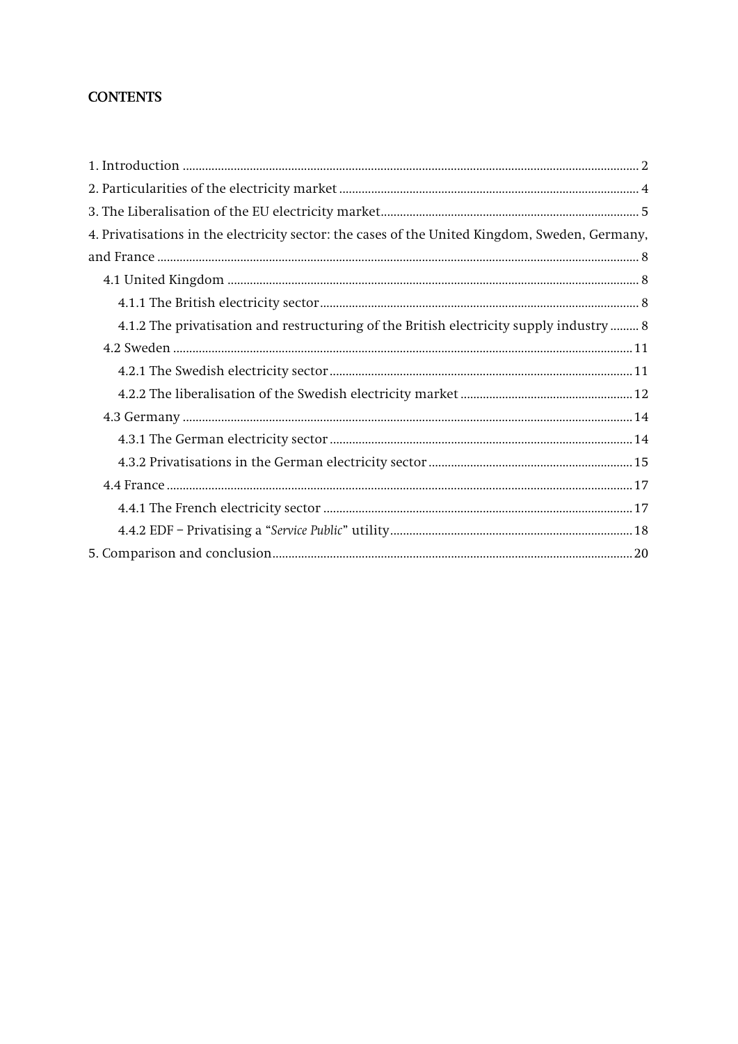## CONTENTS

1. Introduction ............................................................ 2
2. Particularities of the electricity market ............................................................ 4
3. The Liberalisation of the EU electricity market ............................................................ 5
4. Privatisations in the electricity sector: the cases of the United Kingdom, Sweden, Germany, and France ............................................................ 8
   - 4.1 United Kingdom ............................................................ 8
     - 4.1.1 The British electricity sector ............................................................ 8
     - 4.1.2 The privatisation and restructuring of the British electricity supply industry ......... 8
   - 4.2 Sweden ............................................................ 11
     - 4.2.1 The Swedish electricity sector ............................................................ 11
     - 4.2.2 The liberalisation of the Swedish electricity market ............................................................ 12
   - 4.3 Germany ............................................................ 14
     - 4.3.1 The German electricity sector ............................................................ 14
     - 4.3.2 Privatisations in the German electricity sector ............................................................ 15
   - 4.4 France ............................................................ 17
     - 4.4.1 The French electricity sector ............................................................ 17
     - 4.4.2 EDF – Privatising a "*Service Public*" utility ............................................................ 18
5. Comparison and conclusion ............................................................ 20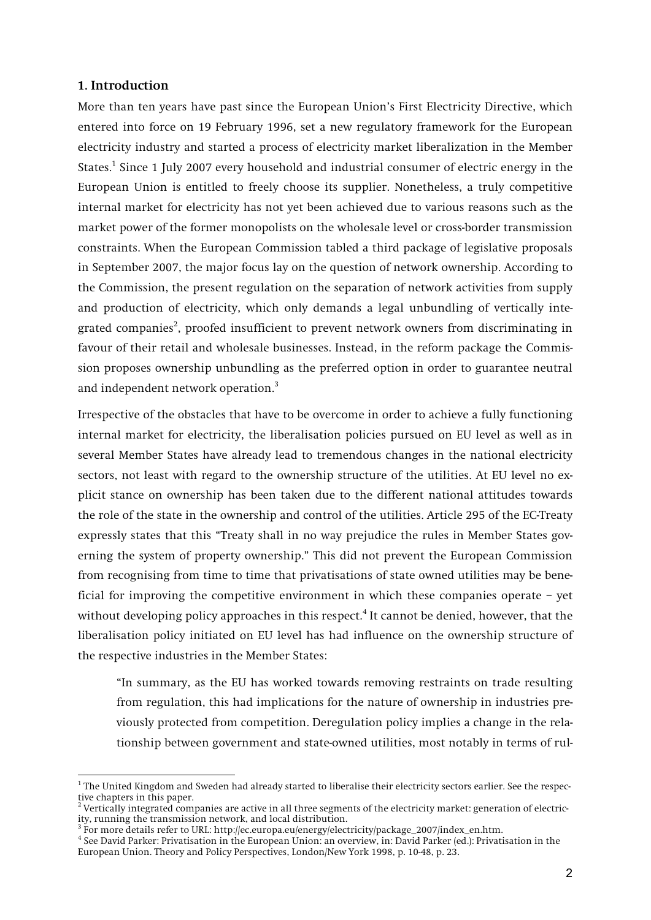## 1. Introduction

More than ten years have past since the European Union's First Electricity Directive, which entered into force on 19 February 1996, set a new regulatory framework for the European electricity industry and started a process of electricity market liberalization in the Member States.[1] Since 1 July 2007 every household and industrial consumer of electric energy in the European Union is entitled to freely choose its supplier. Nonetheless, a truly competitive internal market for electricity has not yet been achieved due to various reasons such as the market power of the former monopolists on the wholesale level or cross-border transmission constraints. When the European Commission tabled a third package of legislative proposals in September 2007, the major focus lay on the question of network ownership. According to the Commission, the present regulation on the separation of network activities from supply and production of electricity, which only demands a legal unbundling of vertically integrated companies[2], proofed insufficient to prevent network owners from discriminating in favour of their retail and wholesale businesses. Instead, in the reform package the Commission proposes ownership unbundling as the preferred option in order to guarantee neutral and independent network operation.[3]

Irrespective of the obstacles that have to be overcome in order to achieve a fully functioning internal market for electricity, the liberalisation policies pursued on EU level as well as in several Member States have already lead to tremendous changes in the national electricity sectors, not least with regard to the ownership structure of the utilities. At EU level no explicit stance on ownership has been taken due to the different national attitudes towards the role of the state in the ownership and control of the utilities. Article 295 of the EC-Treaty expressly states that this "Treaty shall in no way prejudice the rules in Member States governing the system of property ownership." This did not prevent the European Commission from recognising from time to time that privatisations of state owned utilities may be beneficial for improving the competitive environment in which these companies operate – yet without developing policy approaches in this respect.[4] It cannot be denied, however, that the liberalisation policy initiated on EU level has had influence on the ownership structure of the respective industries in the Member States:

> "In summary, as the EU has worked towards removing restraints on trade resulting from regulation, this had implications for the nature of ownership in industries previously protected from competition. Deregulation policy implies a change in the relationship between government and state-owned utilities, most notably in terms of rul-

[1] The United Kingdom and Sweden had already started to liberalise their electricity sectors earlier. See the respective chapters in this paper.

[2] Vertically integrated companies are active in all three segments of the electricity market: generation of electricity, running the transmission network, and local distribution.

[3] For more details refer to URL: http://ec.europa.eu/energy/electricity/package_2007/index_en.htm.

[4] See David Parker: Privatisation in the European Union: an overview, in: David Parker (ed.): Privatisation in the European Union. Theory and Policy Perspectives, London/New York 1998, p. 10-48, p. 23.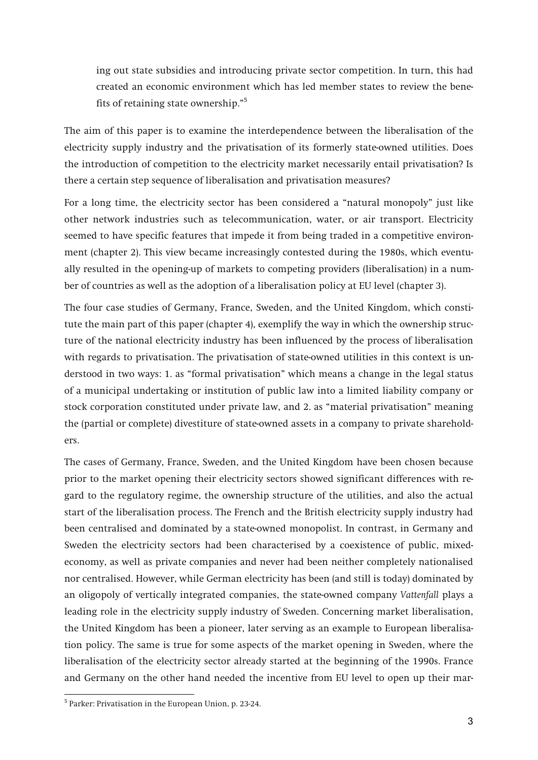ing out state subsidies and introducing private sector competition. In turn, this had created an economic environment which has led member states to review the benefits of retaining state ownership."[5]

The aim of this paper is to examine the interdependence between the liberalisation of the electricity supply industry and the privatisation of its formerly state-owned utilities. Does the introduction of competition to the electricity market necessarily entail privatisation? Is there a certain step sequence of liberalisation and privatisation measures?

For a long time, the electricity sector has been considered a "natural monopoly" just like other network industries such as telecommunication, water, or air transport. Electricity seemed to have specific features that impede it from being traded in a competitive environment (chapter 2). This view became increasingly contested during the 1980s, which eventually resulted in the opening-up of markets to competing providers (liberalisation) in a number of countries as well as the adoption of a liberalisation policy at EU level (chapter 3).

The four case studies of Germany, France, Sweden, and the United Kingdom, which constitute the main part of this paper (chapter 4), exemplify the way in which the ownership structure of the national electricity industry has been influenced by the process of liberalisation with regards to privatisation. The privatisation of state-owned utilities in this context is understood in two ways: 1. as "formal privatisation" which means a change in the legal status of a municipal undertaking or institution of public law into a limited liability company or stock corporation constituted under private law, and 2. as "material privatisation" meaning the (partial or complete) divestiture of state-owned assets in a company to private shareholders.

The cases of Germany, France, Sweden, and the United Kingdom have been chosen because prior to the market opening their electricity sectors showed significant differences with regard to the regulatory regime, the ownership structure of the utilities, and also the actual start of the liberalisation process. The French and the British electricity supply industry had been centralised and dominated by a state-owned monopolist. In contrast, in Germany and Sweden the electricity sectors had been characterised by a coexistence of public, mixed-economy, as well as private companies and never had been neither completely nationalised nor centralised. However, while German electricity has been (and still is today) dominated by an oligopoly of vertically integrated companies, the state-owned company *Vattenfall* plays a leading role in the electricity supply industry of Sweden. Concerning market liberalisation, the United Kingdom has been a pioneer, later serving as an example to European liberalisation policy. The same is true for some aspects of the market opening in Sweden, where the liberalisation of the electricity sector already started at the beginning of the 1990s. France and Germany on the other hand needed the incentive from EU level to open up their mar-

[5] Parker: Privatisation in the European Union, p. 23-24.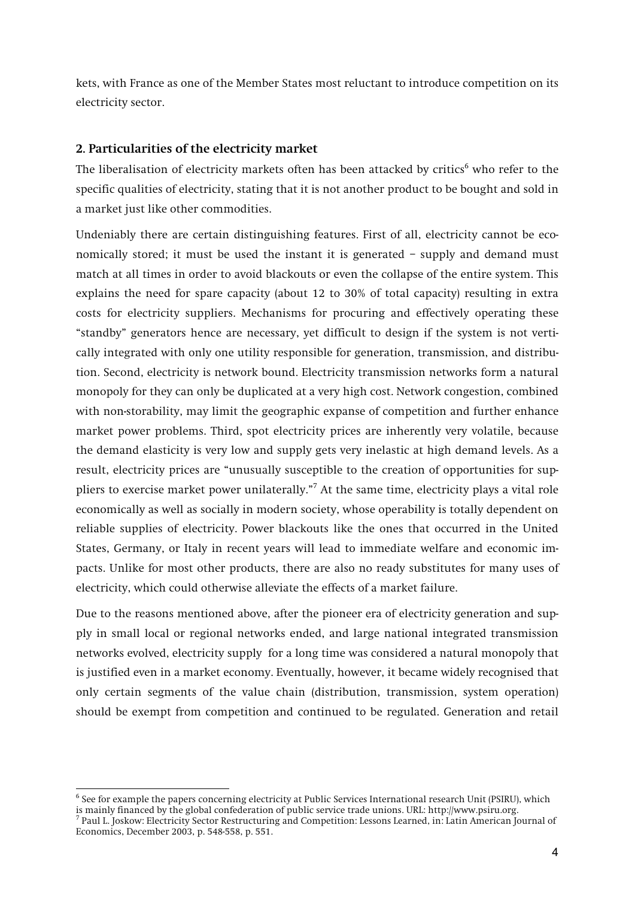kets, with France as one of the Member States most reluctant to introduce competition on its electricity sector.

## 2. Particularities of the electricity market

The liberalisation of electricity markets often has been attacked by critics[6] who refer to the specific qualities of electricity, stating that it is not another product to be bought and sold in a market just like other commodities.

Undeniably there are certain distinguishing features. First of all, electricity cannot be economically stored; it must be used the instant it is generated – supply and demand must match at all times in order to avoid blackouts or even the collapse of the entire system. This explains the need for spare capacity (about 12 to 30% of total capacity) resulting in extra costs for electricity suppliers. Mechanisms for procuring and effectively operating these "standby" generators hence are necessary, yet difficult to design if the system is not vertically integrated with only one utility responsible for generation, transmission, and distribution. Second, electricity is network bound. Electricity transmission networks form a natural monopoly for they can only be duplicated at a very high cost. Network congestion, combined with non-storability, may limit the geographic expanse of competition and further enhance market power problems. Third, spot electricity prices are inherently very volatile, because the demand elasticity is very low and supply gets very inelastic at high demand levels. As a result, electricity prices are "unusually susceptible to the creation of opportunities for suppliers to exercise market power unilaterally."[7] At the same time, electricity plays a vital role economically as well as socially in modern society, whose operability is totally dependent on reliable supplies of electricity. Power blackouts like the ones that occurred in the United States, Germany, or Italy in recent years will lead to immediate welfare and economic impacts. Unlike for most other products, there are also no ready substitutes for many uses of electricity, which could otherwise alleviate the effects of a market failure.

Due to the reasons mentioned above, after the pioneer era of electricity generation and supply in small local or regional networks ended, and large national integrated transmission networks evolved, electricity supply for a long time was considered a natural monopoly that is justified even in a market economy. Eventually, however, it became widely recognised that only certain segments of the value chain (distribution, transmission, system operation) should be exempt from competition and continued to be regulated. Generation and retail

---

[6] See for example the papers concerning electricity at Public Services International research Unit (PSIRU), which is mainly financed by the global confederation of public service trade unions. URL: http://www.psiru.org.

[7] Paul L. Joskow: Electricity Sector Restructuring and Competition: Lessons Learned, in: Latin American Journal of Economics, December 2003, p. 548-558, p. 551.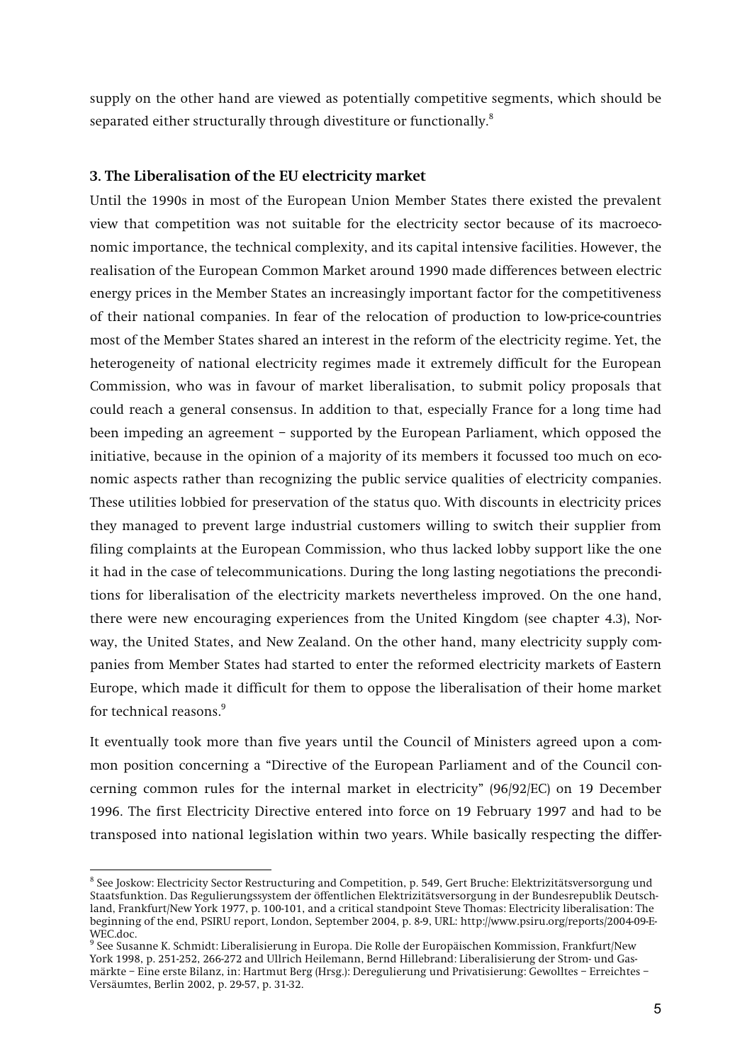supply on the other hand are viewed as potentially competitive segments, which should be separated either structurally through divestiture or functionally.[8]

### 3. The Liberalisation of the EU electricity market

Until the 1990s in most of the European Union Member States there existed the prevalent view that competition was not suitable for the electricity sector because of its macroeconomic importance, the technical complexity, and its capital intensive facilities. However, the realisation of the European Common Market around 1990 made differences between electric energy prices in the Member States an increasingly important factor for the competitiveness of their national companies. In fear of the relocation of production to low-price-countries most of the Member States shared an interest in the reform of the electricity regime. Yet, the heterogeneity of national electricity regimes made it extremely difficult for the European Commission, who was in favour of market liberalisation, to submit policy proposals that could reach a general consensus. In addition to that, especially France for a long time had been impeding an agreement – supported by the European Parliament, which opposed the initiative, because in the opinion of a majority of its members it focussed too much on economic aspects rather than recognizing the public service qualities of electricity companies. These utilities lobbied for preservation of the status quo. With discounts in electricity prices they managed to prevent large industrial customers willing to switch their supplier from filing complaints at the European Commission, who thus lacked lobby support like the one it had in the case of telecommunications. During the long lasting negotiations the preconditions for liberalisation of the electricity markets nevertheless improved. On the one hand, there were new encouraging experiences from the United Kingdom (see chapter 4.3), Norway, the United States, and New Zealand. On the other hand, many electricity supply companies from Member States had started to enter the reformed electricity markets of Eastern Europe, which made it difficult for them to oppose the liberalisation of their home market for technical reasons.[9]

It eventually took more than five years until the Council of Ministers agreed upon a common position concerning a "Directive of the European Parliament and of the Council concerning common rules for the internal market in electricity" (96/92/EC) on 19 December 1996. The first Electricity Directive entered into force on 19 February 1997 and had to be transposed into national legislation within two years. While basically respecting the differ-

---

[8] See Joskow: Electricity Sector Restructuring and Competition, p. 549, Gert Bruche: Elektrizitätsversorgung und Staatsfunktion. Das Regulierungssystem der öffentlichen Elektrizitätsversorgung in der Bundesrepublik Deutschland, Frankfurt/New York 1977, p. 100-101, and a critical standpoint Steve Thomas: Electricity liberalisation: The beginning of the end, PSIRU report, London, September 2004, p. 8-9, URL: http://www.psiru.org/reports/2004-09-E-WEC.doc.

[9] See Susanne K. Schmidt: Liberalisierung in Europa. Die Rolle der Europäischen Kommission, Frankfurt/New York 1998, p. 251-252, 266-272 and Ullrich Heilemann, Bernd Hillebrand: Liberalisierung der Strom- und Gasmärkte – Eine erste Bilanz, in: Hartmut Berg (Hrsg.): Deregulierung und Privatisierung: Gewolltes – Erreichtes – Versäumtes, Berlin 2002, p. 29-57, p. 31-32.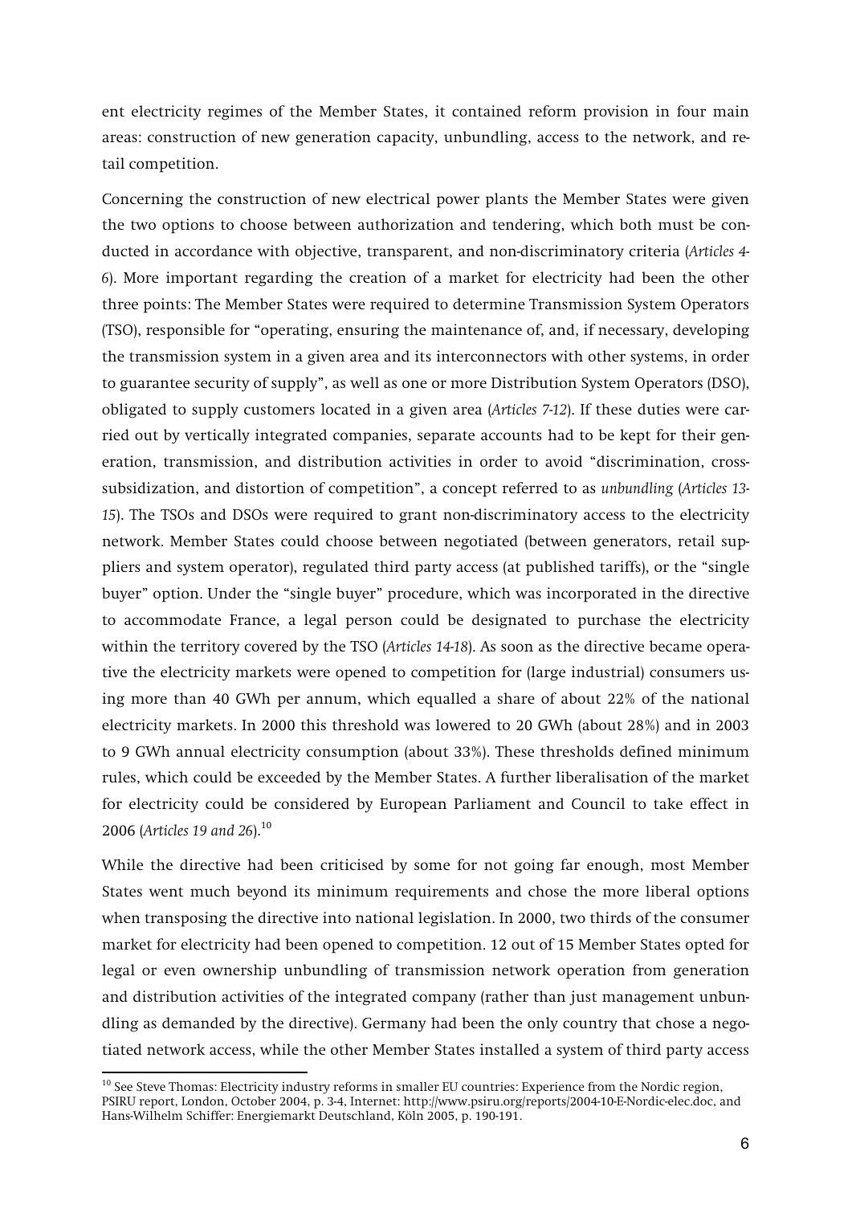ent electricity regimes of the Member States, it contained reform provision in four main areas: construction of new generation capacity, unbundling, access to the network, and retail competition.

Concerning the construction of new electrical power plants the Member States were given the two options to choose between authorization and tendering, which both must be conducted in accordance with objective, transparent, and non-discriminatory criteria (*Articles 4-6*). More important regarding the creation of a market for electricity had been the other three points: The Member States were required to determine Transmission System Operators (TSO), responsible for "operating, ensuring the maintenance of, and, if necessary, developing the transmission system in a given area and its interconnectors with other systems, in order to guarantee security of supply", as well as one or more Distribution System Operators (DSO), obligated to supply customers located in a given area (*Articles 7-12*). If these duties were carried out by vertically integrated companies, separate accounts had to be kept for their generation, transmission, and distribution activities in order to avoid "discrimination, cross-subsidization, and distortion of competition", a concept referred to as *unbundling* (*Articles 13-15*). The TSOs and DSOs were required to grant non-discriminatory access to the electricity network. Member States could choose between negotiated (between generators, retail suppliers and system operator), regulated third party access (at published tariffs), or the "single buyer" option. Under the "single buyer" procedure, which was incorporated in the directive to accommodate France, a legal person could be designated to purchase the electricity within the territory covered by the TSO (*Articles 14-18*). As soon as the directive became operative the electricity markets were opened to competition for (large industrial) consumers using more than 40 GWh per annum, which equalled a share of about 22% of the national electricity markets. In 2000 this threshold was lowered to 20 GWh (about 28%) and in 2003 to 9 GWh annual electricity consumption (about 33%). These thresholds defined minimum rules, which could be exceeded by the Member States. A further liberalisation of the market for electricity could be considered by European Parliament and Council to take effect in 2006 (*Articles 19 and 26*).[10]

While the directive had been criticised by some for not going far enough, most Member States went much beyond its minimum requirements and chose the more liberal options when transposing the directive into national legislation. In 2000, two thirds of the consumer market for electricity had been opened to competition. 12 out of 15 Member States opted for legal or even ownership unbundling of transmission network operation from generation and distribution activities of the integrated company (rather than just management unbundling as demanded by the directive). Germany had been the only country that chose a negotiated network access, while the other Member States installed a system of third party access

---

[10] See Steve Thomas: Electricity industry reforms in smaller EU countries: Experience from the Nordic region, PSIRU report, London, October 2004, p. 3-4, Internet: http://www.psiru.org/reports/2004-10-E-Nordic-elec.doc, and Hans-Wilhelm Schiffer: Energiemarkt Deutschland, Köln 2005, p. 190-191.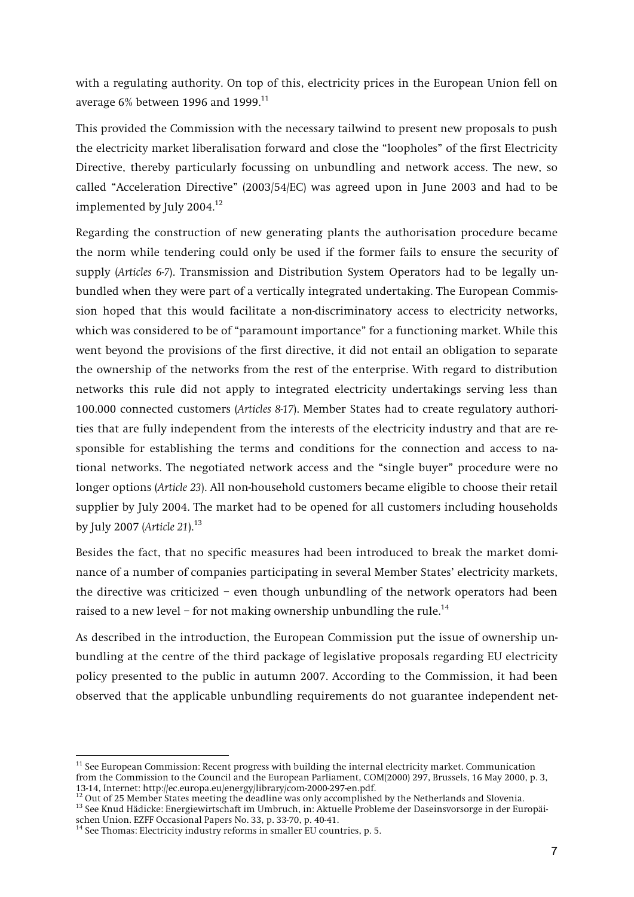with a regulating authority. On top of this, electricity prices in the European Union fell on average 6% between 1996 and 1999.[11]

This provided the Commission with the necessary tailwind to present new proposals to push the electricity market liberalisation forward and close the "loopholes" of the first Electricity Directive, thereby particularly focussing on unbundling and network access. The new, so called "Acceleration Directive" (2003/54/EC) was agreed upon in June 2003 and had to be implemented by July 2004.[12]

Regarding the construction of new generating plants the authorisation procedure became the norm while tendering could only be used if the former fails to ensure the security of supply (*Articles 6-7*). Transmission and Distribution System Operators had to be legally unbundled when they were part of a vertically integrated undertaking. The European Commission hoped that this would facilitate a non-discriminatory access to electricity networks, which was considered to be of "paramount importance" for a functioning market. While this went beyond the provisions of the first directive, it did not entail an obligation to separate the ownership of the networks from the rest of the enterprise. With regard to distribution networks this rule did not apply to integrated electricity undertakings serving less than 100.000 connected customers (*Articles 8-17*). Member States had to create regulatory authorities that are fully independent from the interests of the electricity industry and that are responsible for establishing the terms and conditions for the connection and access to national networks. The negotiated network access and the "single buyer" procedure were no longer options (*Article 23*). All non-household customers became eligible to choose their retail supplier by July 2004. The market had to be opened for all customers including households by July 2007 (*Article 21*).[13]

Besides the fact, that no specific measures had been introduced to break the market dominance of a number of companies participating in several Member States' electricity markets, the directive was criticized – even though unbundling of the network operators had been raised to a new level – for not making ownership unbundling the rule.[14]

As described in the introduction, the European Commission put the issue of ownership unbundling at the centre of the third package of legislative proposals regarding EU electricity policy presented to the public in autumn 2007. According to the Commission, it had been observed that the applicable unbundling requirements do not guarantee independent net-

---

[11] See European Commission: Recent progress with building the internal electricity market. Communication from the Commission to the Council and the European Parliament, COM(2000) 297, Brussels, 16 May 2000, p. 3, 13-14, Internet: http://ec.europa.eu/energy/library/com-2000-297-en.pdf.

[12] Out of 25 Member States meeting the deadline was only accomplished by the Netherlands and Slovenia.

[13] See Knud Hädicke: Energiewirtschaft im Umbruch, in: Aktuelle Probleme der Daseinsvorsorge in der Europäischen Union. EZFF Occasional Papers No. 33, p. 33-70, p. 40-41.

[14] See Thomas: Electricity industry reforms in smaller EU countries, p. 5.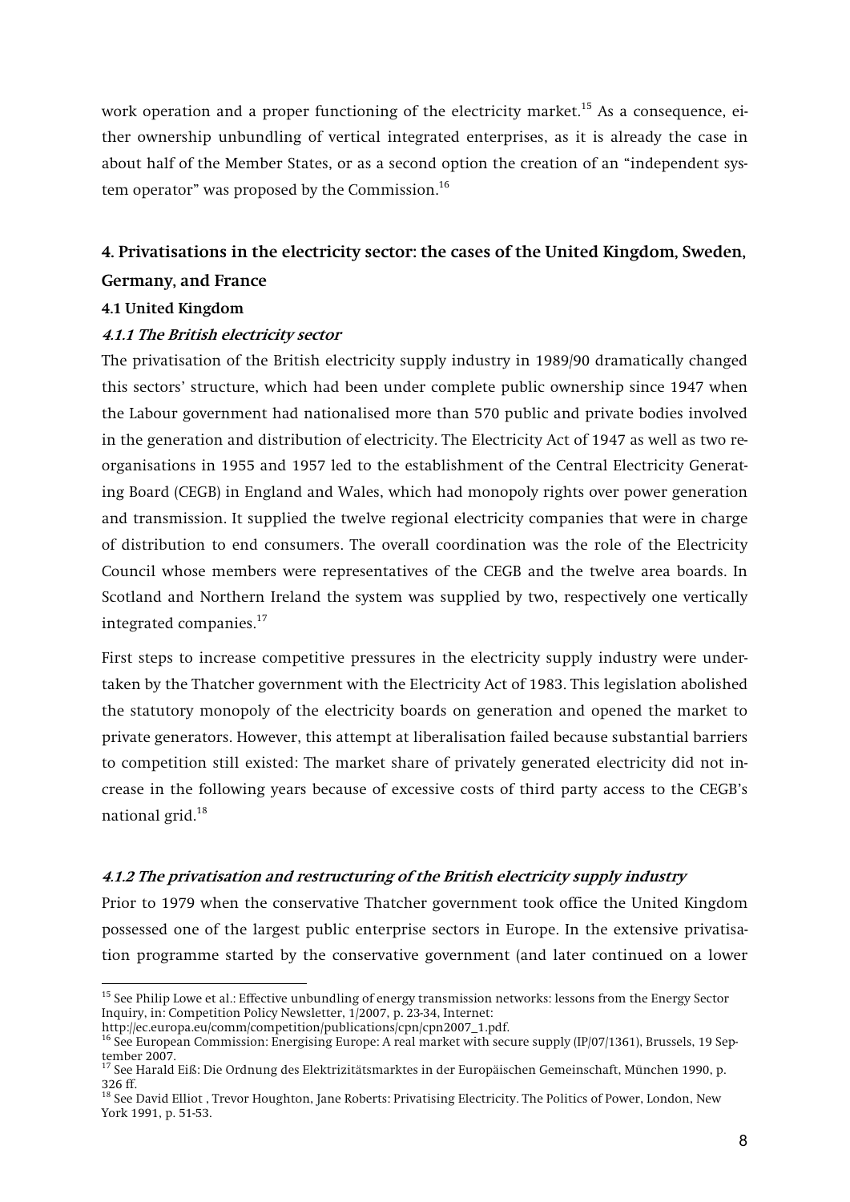work operation and a proper functioning of the electricity market.[15] As a consequence, either ownership unbundling of vertical integrated enterprises, as it is already the case in about half of the Member States, or as a second option the creation of an "independent system operator" was proposed by the Commission.[16]

## 4. Privatisations in the electricity sector: the cases of the United Kingdom, Sweden, Germany, and France

### 4.1 United Kingdom

#### *4.1.1 The British electricity sector*

The privatisation of the British electricity supply industry in 1989/90 dramatically changed this sectors' structure, which had been under complete public ownership since 1947 when the Labour government had nationalised more than 570 public and private bodies involved in the generation and distribution of electricity. The Electricity Act of 1947 as well as two reorganisations in 1955 and 1957 led to the establishment of the Central Electricity Generating Board (CEGB) in England and Wales, which had monopoly rights over power generation and transmission. It supplied the twelve regional electricity companies that were in charge of distribution to end consumers. The overall coordination was the role of the Electricity Council whose members were representatives of the CEGB and the twelve area boards. In Scotland and Northern Ireland the system was supplied by two, respectively one vertically integrated companies.[17]

First steps to increase competitive pressures in the electricity supply industry were undertaken by the Thatcher government with the Electricity Act of 1983. This legislation abolished the statutory monopoly of the electricity boards on generation and opened the market to private generators. However, this attempt at liberalisation failed because substantial barriers to competition still existed: The market share of privately generated electricity did not increase in the following years because of excessive costs of third party access to the CEGB's national grid.[18]

#### *4.1.2 The privatisation and restructuring of the British electricity supply industry*

Prior to 1979 when the conservative Thatcher government took office the United Kingdom possessed one of the largest public enterprise sectors in Europe. In the extensive privatisation programme started by the conservative government (and later continued on a lower

---

[15] See Philip Lowe et al.: Effective unbundling of energy transmission networks: lessons from the Energy Sector Inquiry, in: Competition Policy Newsletter, 1/2007, p. 23-34, Internet: http://ec.europa.eu/comm/competition/publications/cpn/cpn2007_1.pdf.

[16] See European Commission: Energising Europe: A real market with secure supply (IP/07/1361), Brussels, 19 September 2007.

[17] See Harald Eiß: Die Ordnung des Elektrizitätsmarktes in der Europäischen Gemeinschaft, München 1990, p. 326 ff.

[18] See David Elliot , Trevor Houghton, Jane Roberts: Privatising Electricity. The Politics of Power, London, New York 1991, p. 51-53.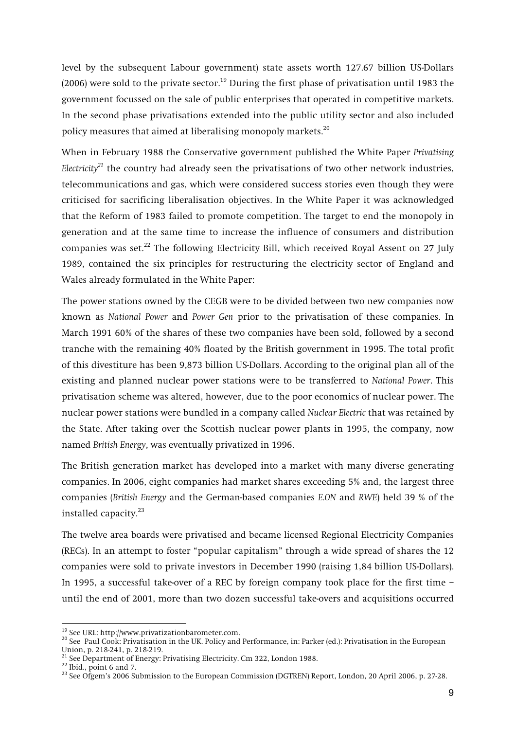level by the subsequent Labour government) state assets worth 127.67 billion US-Dollars (2006) were sold to the private sector.[19] During the first phase of privatisation until 1983 the government focussed on the sale of public enterprises that operated in competitive markets. In the second phase privatisations extended into the public utility sector and also included policy measures that aimed at liberalising monopoly markets.[20]

When in February 1988 the Conservative government published the White Paper *Privatising Electricity*[21] the country had already seen the privatisations of two other network industries, telecommunications and gas, which were considered success stories even though they were criticised for sacrificing liberalisation objectives. In the White Paper it was acknowledged that the Reform of 1983 failed to promote competition. The target to end the monopoly in generation and at the same time to increase the influence of consumers and distribution companies was set.[22] The following Electricity Bill, which received Royal Assent on 27 July 1989, contained the six principles for restructuring the electricity sector of England and Wales already formulated in the White Paper:

The power stations owned by the CEGB were to be divided between two new companies now known as *National Power* and *Power Gen* prior to the privatisation of these companies. In March 1991 60% of the shares of these two companies have been sold, followed by a second tranche with the remaining 40% floated by the British government in 1995. The total profit of this divestiture has been 9,873 billion US-Dollars. According to the original plan all of the existing and planned nuclear power stations were to be transferred to *National Power*. This privatisation scheme was altered, however, due to the poor economics of nuclear power. The nuclear power stations were bundled in a company called *Nuclear Electric* that was retained by the State. After taking over the Scottish nuclear power plants in 1995, the company, now named *British Energy*, was eventually privatized in 1996.

The British generation market has developed into a market with many diverse generating companies. In 2006, eight companies had market shares exceeding 5% and, the largest three companies (*British Energy* and the German-based companies *E.ON* and *RWE*) held 39 % of the installed capacity.[23]

The twelve area boards were privatised and became licensed Regional Electricity Companies (RECs). In an attempt to foster "popular capitalism" through a wide spread of shares the 12 companies were sold to private investors in December 1990 (raising 1,84 billion US-Dollars). In 1995, a successful take-over of a REC by foreign company took place for the first time – until the end of 2001, more than two dozen successful take-overs and acquisitions occurred

---

[19] See URL: http://www.privatizationbarometer.com.

[20] See Paul Cook: Privatisation in the UK. Policy and Performance, in: Parker (ed.): Privatisation in the European Union, p. 218-241, p. 218-219.

[21] See Department of Energy: Privatising Electricity. Cm 322, London 1988.

[22] Ibid., point 6 and 7.

[23] See Ofgem's 2006 Submission to the European Commission (DGTREN) Report, London, 20 April 2006, p. 27-28.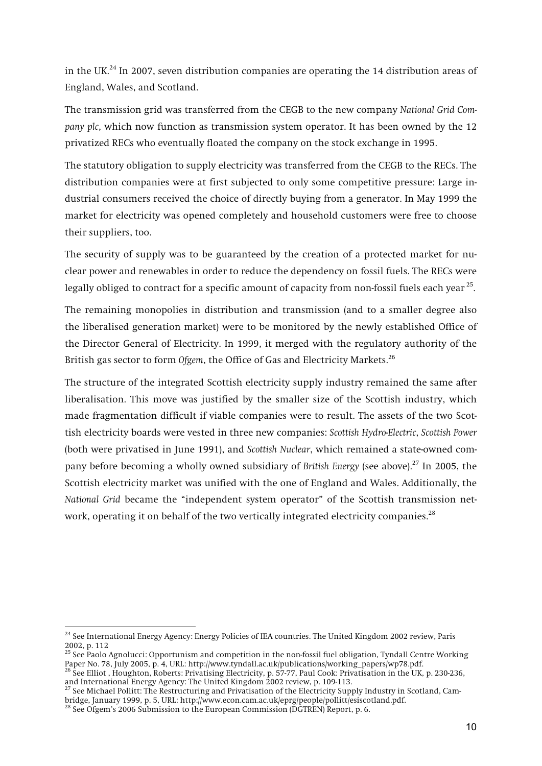in the UK.[24] In 2007, seven distribution companies are operating the 14 distribution areas of England, Wales, and Scotland.

The transmission grid was transferred from the CEGB to the new company *National Grid Company plc*, which now function as transmission system operator. It has been owned by the 12 privatized RECs who eventually floated the company on the stock exchange in 1995.

The statutory obligation to supply electricity was transferred from the CEGB to the RECs. The distribution companies were at first subjected to only some competitive pressure: Large industrial consumers received the choice of directly buying from a generator. In May 1999 the market for electricity was opened completely and household customers were free to choose their suppliers, too.

The security of supply was to be guaranteed by the creation of a protected market for nuclear power and renewables in order to reduce the dependency on fossil fuels. The RECs were legally obliged to contract for a specific amount of capacity from non-fossil fuels each year [25].

The remaining monopolies in distribution and transmission (and to a smaller degree also the liberalised generation market) were to be monitored by the newly established Office of the Director General of Electricity. In 1999, it merged with the regulatory authority of the British gas sector to form *Ofgem*, the Office of Gas and Electricity Markets.[26]

The structure of the integrated Scottish electricity supply industry remained the same after liberalisation. This move was justified by the smaller size of the Scottish industry, which made fragmentation difficult if viable companies were to result. The assets of the two Scottish electricity boards were vested in three new companies: *Scottish Hydro-Electric*, *Scottish Power* (both were privatised in June 1991), and *Scottish Nuclear*, which remained a state-owned company before becoming a wholly owned subsidiary of *British Energy* (see above).[27] In 2005, the Scottish electricity market was unified with the one of England and Wales. Additionally, the *National Grid* became the "independent system operator" of the Scottish transmission network, operating it on behalf of the two vertically integrated electricity companies.[28]

---

[24] See International Energy Agency: Energy Policies of IEA countries. The United Kingdom 2002 review, Paris 2002, p. 112

[25] See Paolo Agnolucci: Opportunism and competition in the non-fossil fuel obligation, Tyndall Centre Working Paper No. 78, July 2005, p. 4, URL: http://www.tyndall.ac.uk/publications/working_papers/wp78.pdf.

[26] See Elliot , Houghton, Roberts: Privatising Electricity, p. 57-77, Paul Cook: Privatisation in the UK, p. 230-236, and International Energy Agency: The United Kingdom 2002 review, p. 109-113.

[27] See Michael Pollitt: The Restructuring and Privatisation of the Electricity Supply Industry in Scotland, Cambridge, January 1999, p. 5, URL: http://www.econ.cam.ac.uk/eprg/people/pollitt/esiscotland.pdf.

[28] See Ofgem's 2006 Submission to the European Commission (DGTREN) Report, p. 6.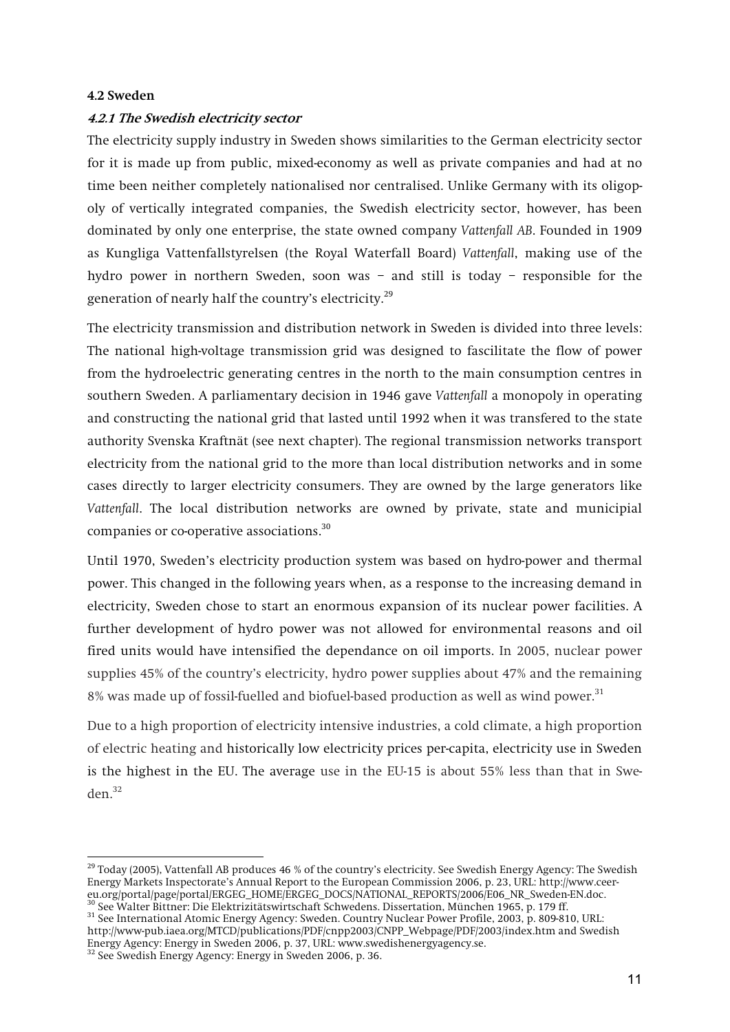#### 4.2 Sweden

##### *4.2.1 The Swedish electricity sector*

The electricity supply industry in Sweden shows similarities to the German electricity sector for it is made up from public, mixed-economy as well as private companies and had at no time been neither completely nationalised nor centralised. Unlike Germany with its oligopoly of vertically integrated companies, the Swedish electricity sector, however, has been dominated by only one enterprise, the state owned company *Vattenfall AB*. Founded in 1909 as Kungliga Vattenfallstyrelsen (the Royal Waterfall Board) *Vattenfall*, making use of the hydro power in northern Sweden, soon was – and still is today – responsible for the generation of nearly half the country's electricity.[29]

The electricity transmission and distribution network in Sweden is divided into three levels: The national high-voltage transmission grid was designed to fascilitate the flow of power from the hydroelectric generating centres in the north to the main consumption centres in southern Sweden. A parliamentary decision in 1946 gave *Vattenfall* a monopoly in operating and constructing the national grid that lasted until 1992 when it was transfered to the state authority Svenska Kraftnät (see next chapter). The regional transmission networks transport electricity from the national grid to the more than local distribution networks and in some cases directly to larger electricity consumers. They are owned by the large generators like *Vattenfall*. The local distribution networks are owned by private, state and municipial companies or co-operative associations.[30]

Until 1970, Sweden's electricity production system was based on hydro-power and thermal power. This changed in the following years when, as a response to the increasing demand in electricity, Sweden chose to start an enormous expansion of its nuclear power facilities. A further development of hydro power was not allowed for environmental reasons and oil fired units would have intensified the dependance on oil imports. In 2005, nuclear power supplies 45% of the country's electricity, hydro power supplies about 47% and the remaining 8% was made up of fossil-fuelled and biofuel-based production as well as wind power.[31]

Due to a high proportion of electricity intensive industries, a cold climate, a high proportion of electric heating and historically low electricity prices per-capita, electricity use in Sweden is the highest in the EU. The average use in the EU-15 is about 55% less than that in Sweden.[32]

---

[29] Today (2005), Vattenfall AB produces 46 % of the country's electricity. See Swedish Energy Agency: The Swedish Energy Markets Inspectorate's Annual Report to the European Commission 2006, p. 23, URL: http://www.ceer-eu.org/portal/page/portal/ERGEG_HOME/ERGEG_DOCS/NATIONAL_REPORTS/2006/E06_NR_Sweden-EN.doc.

[30] See Walter Bittner: Die Elektrizitätswirtschaft Schwedens. Dissertation, München 1965, p. 179 ff.

[31] See International Atomic Energy Agency: Sweden. Country Nuclear Power Profile, 2003, p. 809-810, URL: http://www-pub.iaea.org/MTCD/publications/PDF/cnpp2003/CNPP_Webpage/PDF/2003/index.htm and Swedish Energy Agency: Energy in Sweden 2006, p. 37, URL: www.swedishenergyagency.se.

[32] See Swedish Energy Agency: Energy in Sweden 2006, p. 36.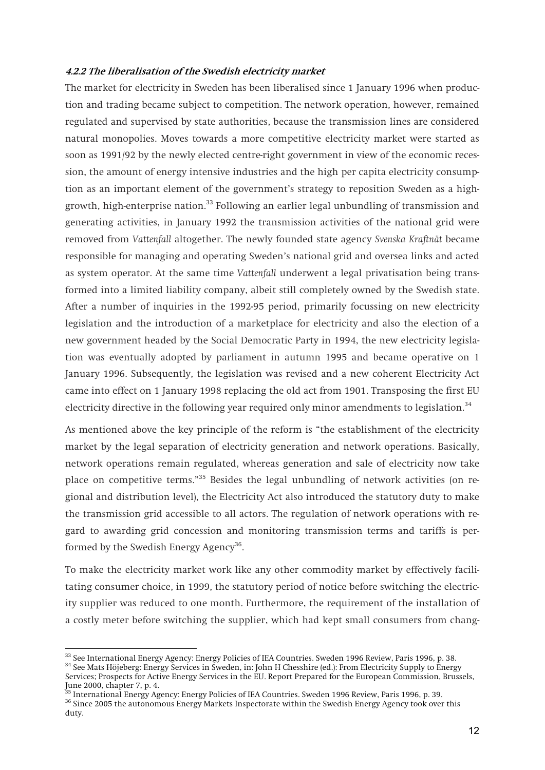#### *4.2.2 The liberalisation of the Swedish electricity market*

The market for electricity in Sweden has been liberalised since 1 January 1996 when production and trading became subject to competition. The network operation, however, remained regulated and supervised by state authorities, because the transmission lines are considered natural monopolies. Moves towards a more competitive electricity market were started as soon as 1991/92 by the newly elected centre-right government in view of the economic recession, the amount of energy intensive industries and the high per capita electricity consumption as an important element of the government's strategy to reposition Sweden as a high-growth, high-enterprise nation.[33] Following an earlier legal unbundling of transmission and generating activities, in January 1992 the transmission activities of the national grid were removed from *Vattenfall* altogether. The newly founded state agency *Svenska Kraftnät* became responsible for managing and operating Sweden's national grid and oversea links and acted as system operator. At the same time *Vattenfall* underwent a legal privatisation being transformed into a limited liability company, albeit still completely owned by the Swedish state. After a number of inquiries in the 1992-95 period, primarily focussing on new electricity legislation and the introduction of a marketplace for electricity and also the election of a new government headed by the Social Democratic Party in 1994, the new electricity legislation was eventually adopted by parliament in autumn 1995 and became operative on 1 January 1996. Subsequently, the legislation was revised and a new coherent Electricity Act came into effect on 1 January 1998 replacing the old act from 1901. Transposing the first EU electricity directive in the following year required only minor amendments to legislation.[34]

As mentioned above the key principle of the reform is "the establishment of the electricity market by the legal separation of electricity generation and network operations. Basically, network operations remain regulated, whereas generation and sale of electricity now take place on competitive terms."[35] Besides the legal unbundling of network activities (on regional and distribution level), the Electricity Act also introduced the statutory duty to make the transmission grid accessible to all actors. The regulation of network operations with regard to awarding grid concession and monitoring transmission terms and tariffs is performed by the Swedish Energy Agency[36].

To make the electricity market work like any other commodity market by effectively facilitating consumer choice, in 1999, the statutory period of notice before switching the electricity supplier was reduced to one month. Furthermore, the requirement of the installation of a costly meter before switching the supplier, which had kept small consumers from chang-

---

[33] See International Energy Agency: Energy Policies of IEA Countries. Sweden 1996 Review, Paris 1996, p. 38.

[34] See Mats Höjeberg: Energy Services in Sweden, in: John H Chesshire (ed.): From Electricity Supply to Energy Services; Prospects for Active Energy Services in the EU. Report Prepared for the European Commission, Brussels, June 2000, chapter 7, p. 4.

[35] International Energy Agency: Energy Policies of IEA Countries. Sweden 1996 Review, Paris 1996, p. 39.

[36] Since 2005 the autonomous Energy Markets Inspectorate within the Swedish Energy Agency took over this duty.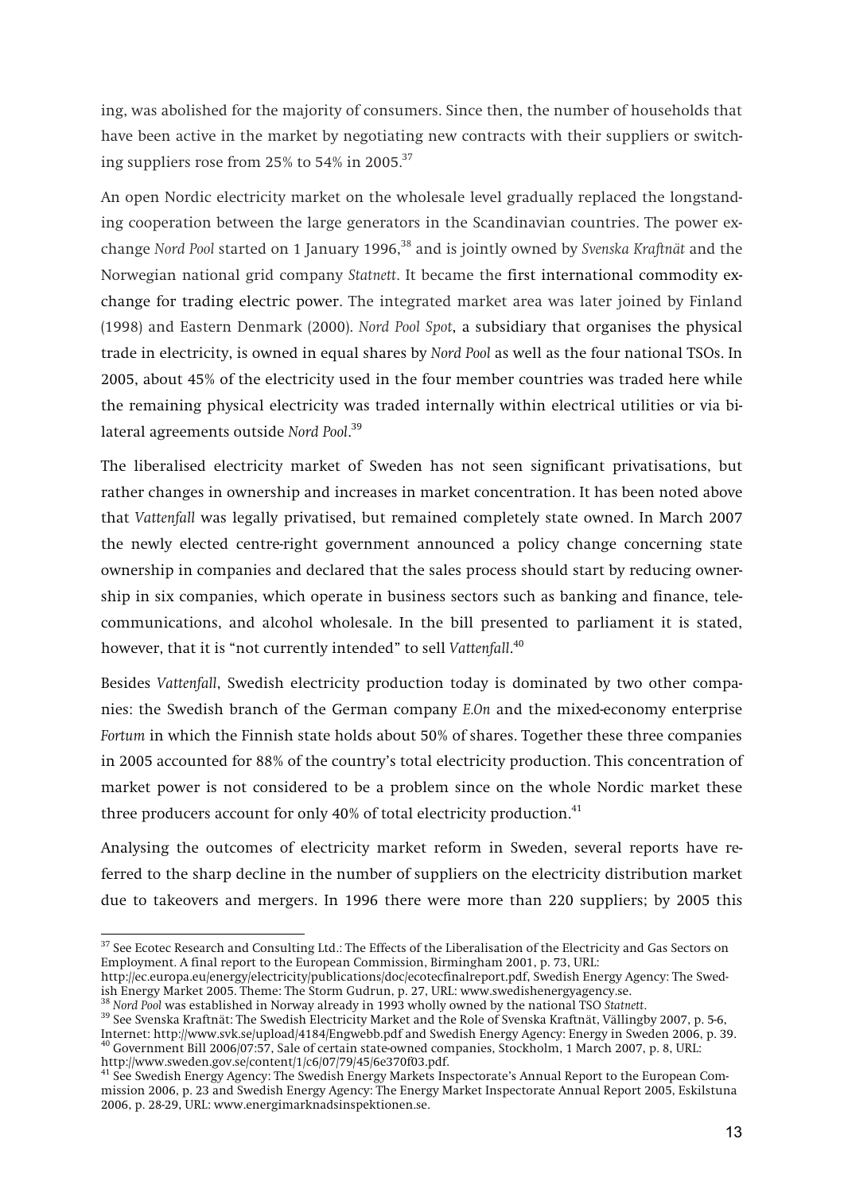ing, was abolished for the majority of consumers. Since then, the number of households that have been active in the market by negotiating new contracts with their suppliers or switching suppliers rose from 25% to 54% in 2005.[37]

An open Nordic electricity market on the wholesale level gradually replaced the longstanding cooperation between the large generators in the Scandinavian countries. The power exchange *Nord Pool* started on 1 January 1996,[38] and is jointly owned by *Svenska Kraftnät* and the Norwegian national grid company *Statnett*. It became the first international commodity exchange for trading electric power. The integrated market area was later joined by Finland (1998) and Eastern Denmark (2000). *Nord Pool Spot*, a subsidiary that organises the physical trade in electricity, is owned in equal shares by *Nord Pool* as well as the four national TSOs. In 2005, about 45% of the electricity used in the four member countries was traded here while the remaining physical electricity was traded internally within electrical utilities or via bilateral agreements outside *Nord Pool*.[39]

The liberalised electricity market of Sweden has not seen significant privatisations, but rather changes in ownership and increases in market concentration. It has been noted above that *Vattenfall* was legally privatised, but remained completely state owned. In March 2007 the newly elected centre-right government announced a policy change concerning state ownership in companies and declared that the sales process should start by reducing ownership in six companies, which operate in business sectors such as banking and finance, telecommunications, and alcohol wholesale. In the bill presented to parliament it is stated, however, that it is "not currently intended" to sell *Vattenfall*.[40]

Besides *Vattenfall*, Swedish electricity production today is dominated by two other companies: the Swedish branch of the German company *E.On* and the mixed-economy enterprise *Fortum* in which the Finnish state holds about 50% of shares. Together these three companies in 2005 accounted for 88% of the country's total electricity production. This concentration of market power is not considered to be a problem since on the whole Nordic market these three producers account for only 40% of total electricity production.[41]

Analysing the outcomes of electricity market reform in Sweden, several reports have referred to the sharp decline in the number of suppliers on the electricity distribution market due to takeovers and mergers. In 1996 there were more than 220 suppliers; by 2005 this

---

[37] See Ecotec Research and Consulting Ltd.: The Effects of the Liberalisation of the Electricity and Gas Sectors on Employment. A final report to the European Commission, Birmingham 2001, p. 73, URL: http://ec.europa.eu/energy/electricity/publications/doc/ecotecfinalreport.pdf, Swedish Energy Agency: The Swedish Energy Market 2005. Theme: The Storm Gudrun, p. 27, URL: www.swedishenergyagency.se.

[38] *Nord Pool* was established in Norway already in 1993 wholly owned by the national TSO *Statnett*.

[39] See Svenska Kraftnät: The Swedish Electricity Market and the Role of Svenska Kraftnät, Vällingby 2007, p. 5-6, Internet: http://www.svk.se/upload/4184/Engwebb.pdf and Swedish Energy Agency: Energy in Sweden 2006, p. 39.

[40] Government Bill 2006/07:57, Sale of certain state-owned companies, Stockholm, 1 March 2007, p. 8, URL: http://www.sweden.gov.se/content/1/c6/07/79/45/6e370f03.pdf.

[41] See Swedish Energy Agency: The Swedish Energy Markets Inspectorate's Annual Report to the European Commission 2006, p. 23 and Swedish Energy Agency: The Energy Market Inspectorate Annual Report 2005, Eskilstuna 2006, p. 28-29, URL: www.energimarknadsinspektionen.se.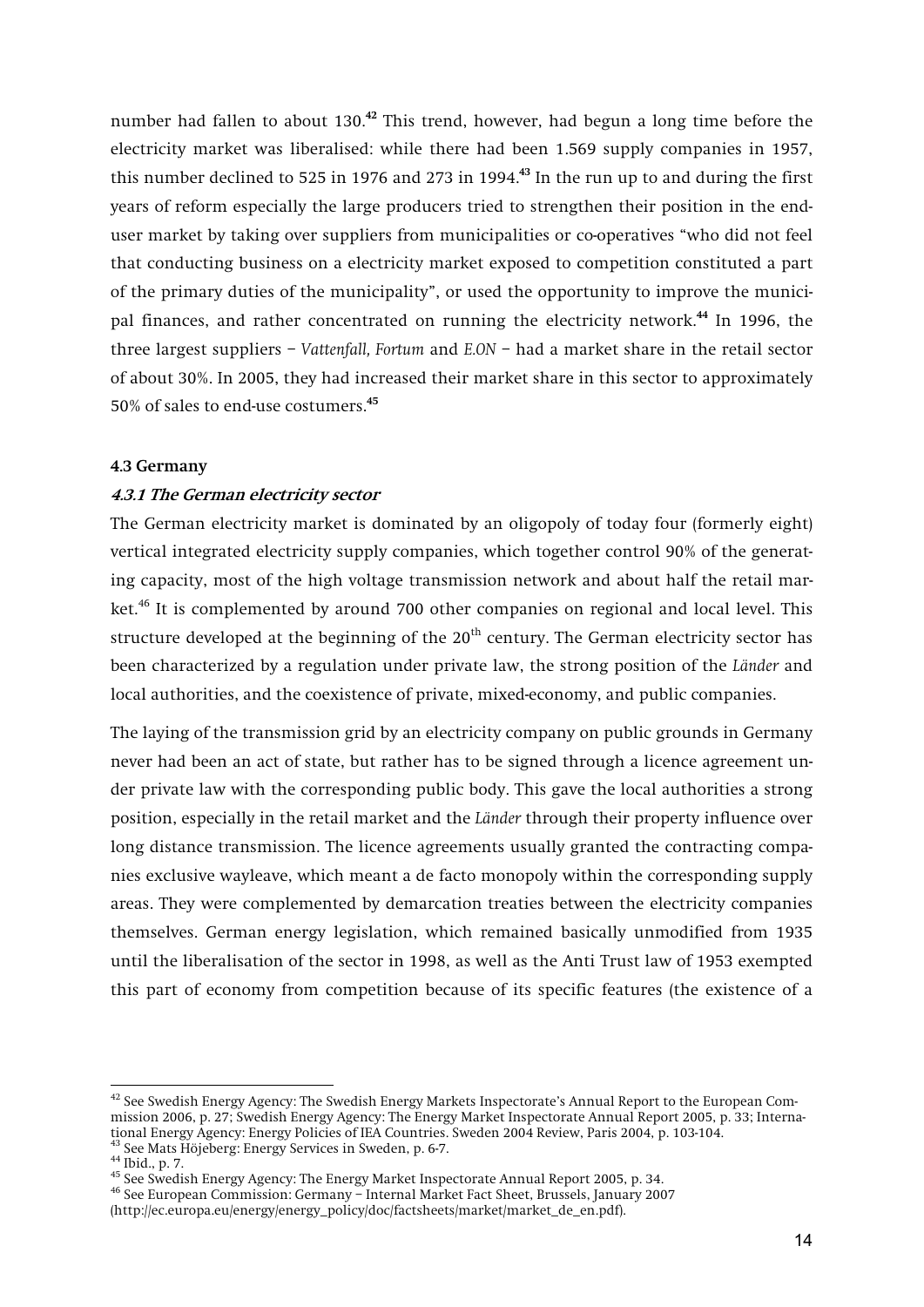number had fallen to about 130.[42] This trend, however, had begun a long time before the electricity market was liberalised: while there had been 1.569 supply companies in 1957, this number declined to 525 in 1976 and 273 in 1994.[43] In the run up to and during the first years of reform especially the large producers tried to strengthen their position in the end-user market by taking over suppliers from municipalities or co-operatives "who did not feel that conducting business on a electricity market exposed to competition constituted a part of the primary duties of the municipality", or used the opportunity to improve the municipal finances, and rather concentrated on running the electricity network.[44] In 1996, the three largest suppliers – *Vattenfall, Fortum* and *E.ON* – had a market share in the retail sector of about 30%. In 2005, they had increased their market share in this sector to approximately 50% of sales to end-use costumers.[45]

## 4.3 Germany

### *4.3.1 The German electricity sector*

The German electricity market is dominated by an oligopoly of today four (formerly eight) vertical integrated electricity supply companies, which together control 90% of the generating capacity, most of the high voltage transmission network and about half the retail market.[46] It is complemented by around 700 other companies on regional and local level. This structure developed at the beginning of the 20th century. The German electricity sector has been characterized by a regulation under private law, the strong position of the *Länder* and local authorities, and the coexistence of private, mixed-economy, and public companies.

The laying of the transmission grid by an electricity company on public grounds in Germany never had been an act of state, but rather has to be signed through a licence agreement under private law with the corresponding public body. This gave the local authorities a strong position, especially in the retail market and the *Länder* through their property influence over long distance transmission. The licence agreements usually granted the contracting companies exclusive wayleave, which meant a de facto monopoly within the corresponding supply areas. They were complemented by demarcation treaties between the electricity companies themselves. German energy legislation, which remained basically unmodified from 1935 until the liberalisation of the sector in 1998, as well as the Anti Trust law of 1953 exempted this part of economy from competition because of its specific features (the existence of a

---

[42] See Swedish Energy Agency: The Swedish Energy Markets Inspectorate's Annual Report to the European Commission 2006, p. 27; Swedish Energy Agency: The Energy Market Inspectorate Annual Report 2005, p. 33; International Energy Agency: Energy Policies of IEA Countries. Sweden 2004 Review, Paris 2004, p. 103-104.

[43] See Mats Höjeberg: Energy Services in Sweden, p. 6-7.

[44] Ibid., p. 7.

[45] See Swedish Energy Agency: The Energy Market Inspectorate Annual Report 2005, p. 34.

[46] See European Commission: Germany – Internal Market Fact Sheet, Brussels, January 2007 (http://ec.europa.eu/energy/energy_policy/doc/factsheets/market/market_de_en.pdf).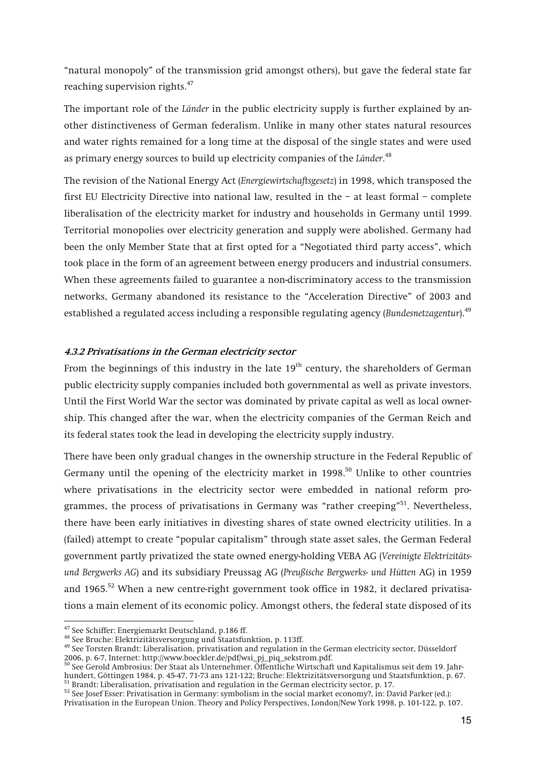"natural monopoly" of the transmission grid amongst others), but gave the federal state far reaching supervision rights.[47]

The important role of the *Länder* in the public electricity supply is further explained by another distinctiveness of German federalism. Unlike in many other states natural resources and water rights remained for a long time at the disposal of the single states and were used as primary energy sources to build up electricity companies of the *Länder*.[48]

The revision of the National Energy Act (*Energiewirtschaftsgesetz*) in 1998, which transposed the first EU Electricity Directive into national law, resulted in the – at least formal – complete liberalisation of the electricity market for industry and households in Germany until 1999. Territorial monopolies over electricity generation and supply were abolished. Germany had been the only Member State that at first opted for a "Negotiated third party access", which took place in the form of an agreement between energy producers and industrial consumers. When these agreements failed to guarantee a non-discriminatory access to the transmission networks, Germany abandoned its resistance to the "Acceleration Directive" of 2003 and established a regulated access including a responsible regulating agency (*Bundesnetzagentur*).[49]

#### *4.3.2 Privatisations in the German electricity sector*

From the beginnings of this industry in the late 19th century, the shareholders of German public electricity supply companies included both governmental as well as private investors. Until the First World War the sector was dominated by private capital as well as local ownership. This changed after the war, when the electricity companies of the German Reich and its federal states took the lead in developing the electricity supply industry.

There have been only gradual changes in the ownership structure in the Federal Republic of Germany until the opening of the electricity market in 1998.[50] Unlike to other countries where privatisations in the electricity sector were embedded in national reform programmes, the process of privatisations in Germany was "rather creeping"[51]. Nevertheless, there have been early initiatives in divesting shares of state owned electricity utilities. In a (failed) attempt to create "popular capitalism" through state asset sales, the German Federal government partly privatized the state owned energy-holding VEBA AG (*Vereinigte Elektrizitäts- und Bergwerks AG*) and its subsidiary Preussag AG (*Preußische Bergwerks- und Hütten* AG) in 1959 and 1965.[52] When a new centre-right government took office in 1982, it declared privatisations a main element of its economic policy. Amongst others, the federal state disposed of its

---

[47] See Schiffer: Energiemarkt Deutschland, p.186 ff.

[48] See Bruche: Elektrizitätsversorgung und Staatsfunktion, p. 113ff.

[49] See Torsten Brandt: Liberalisation, privatisation and regulation in the German electricity sector, Düsseldorf 2006, p. 6-7, Internet: http://www.boeckler.de/pdf/wsi_pj_piq_sekstrom.pdf.

[50] See Gerold Ambrosius: Der Staat als Unternehmer. Öffentliche Wirtschaft und Kapitalismus seit dem 19. Jahrhundert, Göttingen 1984, p. 45-47, 71-73 ans 121-122; Bruche: Elektrizitätsversorgung und Staatsfunktion, p. 67.

[51] Brandt: Liberalisation, privatisation and regulation in the German electricity sector, p. 17.

[52] See Josef Esser: Privatisation in Germany: symbolism in the social market economy?, in: David Parker (ed.): Privatisation in the European Union. Theory and Policy Perspectives, London/New York 1998, p. 101-122, p. 107.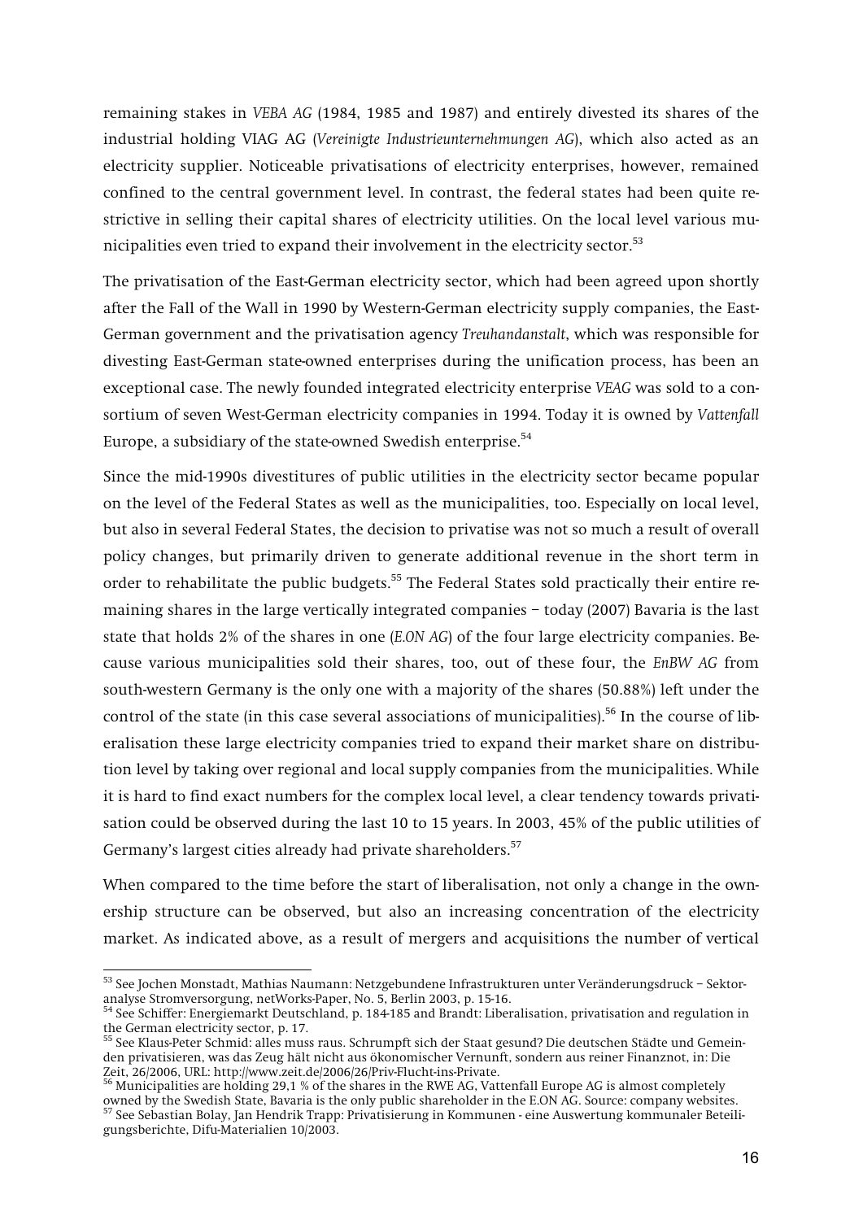remaining stakes in *VEBA AG* (1984, 1985 and 1987) and entirely divested its shares of the industrial holding VIAG AG (*Vereinigte Industrieunternehmungen AG*), which also acted as an electricity supplier. Noticeable privatisations of electricity enterprises, however, remained confined to the central government level. In contrast, the federal states had been quite restrictive in selling their capital shares of electricity utilities. On the local level various municipalities even tried to expand their involvement in the electricity sector.[53]

The privatisation of the East-German electricity sector, which had been agreed upon shortly after the Fall of the Wall in 1990 by Western-German electricity supply companies, the East-German government and the privatisation agency *Treuhandanstalt*, which was responsible for divesting East-German state-owned enterprises during the unification process, has been an exceptional case. The newly founded integrated electricity enterprise *VEAG* was sold to a consortium of seven West-German electricity companies in 1994. Today it is owned by *Vattenfall* Europe, a subsidiary of the state-owned Swedish enterprise.[54]

Since the mid-1990s divestitures of public utilities in the electricity sector became popular on the level of the Federal States as well as the municipalities, too. Especially on local level, but also in several Federal States, the decision to privatise was not so much a result of overall policy changes, but primarily driven to generate additional revenue in the short term in order to rehabilitate the public budgets.[55] The Federal States sold practically their entire remaining shares in the large vertically integrated companies – today (2007) Bavaria is the last state that holds 2% of the shares in one (*E.ON AG*) of the four large electricity companies. Because various municipalities sold their shares, too, out of these four, the *EnBW AG* from south-western Germany is the only one with a majority of the shares (50.88%) left under the control of the state (in this case several associations of municipalities).[56] In the course of liberalisation these large electricity companies tried to expand their market share on distribution level by taking over regional and local supply companies from the municipalities. While it is hard to find exact numbers for the complex local level, a clear tendency towards privatisation could be observed during the last 10 to 15 years. In 2003, 45% of the public utilities of Germany's largest cities already had private shareholders.[57]

When compared to the time before the start of liberalisation, not only a change in the ownership structure can be observed, but also an increasing concentration of the electricity market. As indicated above, as a result of mergers and acquisitions the number of vertical

---

[53] See Jochen Monstadt, Mathias Naumann: Netzgebundene Infrastrukturen unter Veränderungsdruck – Sektoranalyse Stromversorgung, netWorks-Paper, No. 5, Berlin 2003, p. 15-16.

[54] See Schiffer: Energiemarkt Deutschland, p. 184-185 and Brandt: Liberalisation, privatisation and regulation in the German electricity sector, p. 17.

[55] See Klaus-Peter Schmid: alles muss raus. Schrumpft sich der Staat gesund? Die deutschen Städte und Gemeinden privatisieren, was das Zeug hält nicht aus ökonomischer Vernunft, sondern aus reiner Finanznot, in: Die Zeit, 26/2006, URL: http://www.zeit.de/2006/26/Priv-Flucht-ins-Private.

[56] Municipalities are holding 29,1 % of the shares in the RWE AG, Vattenfall Europe AG is almost completely owned by the Swedish State, Bavaria is the only public shareholder in the E.ON AG. Source: company websites.

[57] See Sebastian Bolay, Jan Hendrik Trapp: Privatisierung in Kommunen - eine Auswertung kommunaler Beteiligungsberichte, Difu-Materialien 10/2003.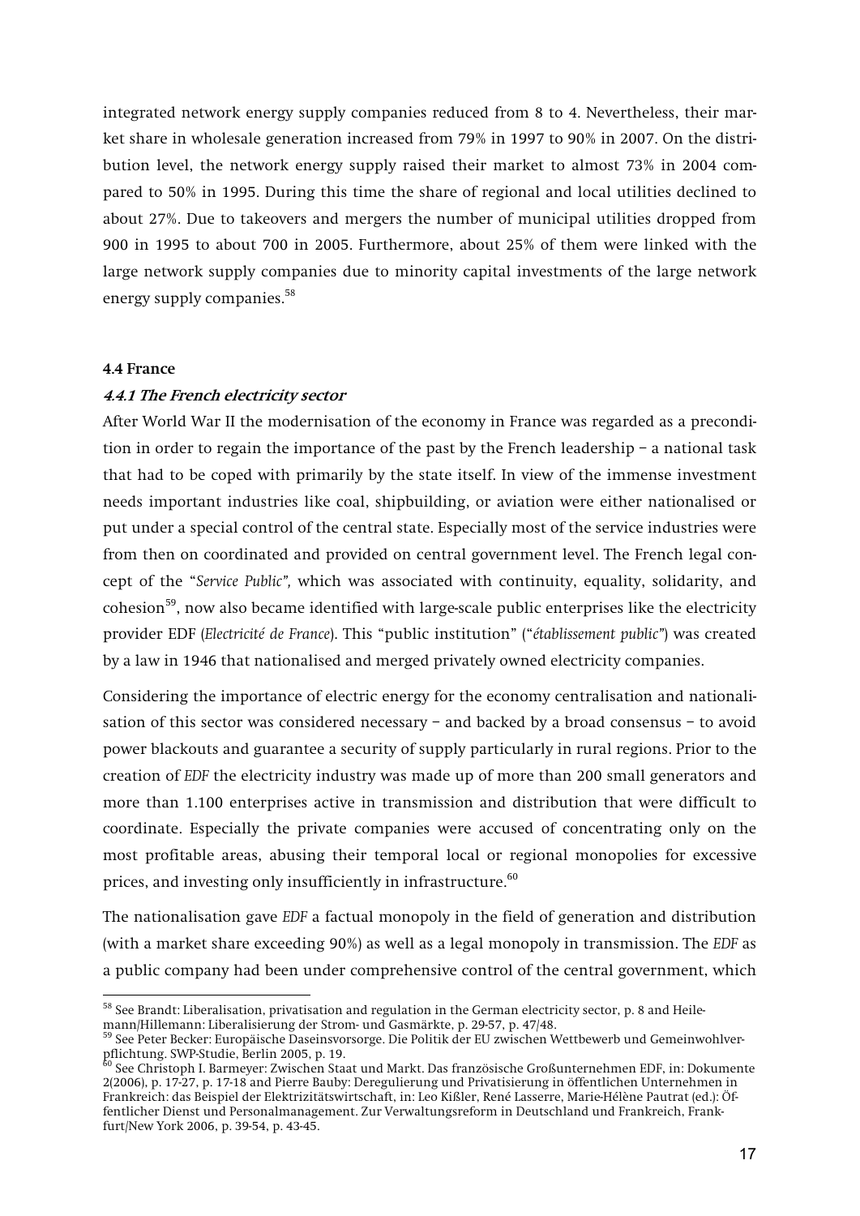integrated network energy supply companies reduced from 8 to 4. Nevertheless, their market share in wholesale generation increased from 79% in 1997 to 90% in 2007. On the distribution level, the network energy supply raised their market to almost 73% in 2004 compared to 50% in 1995. During this time the share of regional and local utilities declined to about 27%. Due to takeovers and mergers the number of municipal utilities dropped from 900 in 1995 to about 700 in 2005. Furthermore, about 25% of them were linked with the large network supply companies due to minority capital investments of the large network energy supply companies.[58]

## 4.4 France

### *4.4.1 The French electricity sector*

After World War II the modernisation of the economy in France was regarded as a precondition in order to regain the importance of the past by the French leadership – a national task that had to be coped with primarily by the state itself. In view of the immense investment needs important industries like coal, shipbuilding, or aviation were either nationalised or put under a special control of the central state. Especially most of the service industries were from then on coordinated and provided on central government level. The French legal concept of the "*Service Public",* which was associated with continuity, equality, solidarity, and cohesion[59], now also became identified with large-scale public enterprises like the electricity provider EDF (*Electricité de France*). This "public institution" ("*établissement public*") was created by a law in 1946 that nationalised and merged privately owned electricity companies.

Considering the importance of electric energy for the economy centralisation and nationalisation of this sector was considered necessary – and backed by a broad consensus – to avoid power blackouts and guarantee a security of supply particularly in rural regions. Prior to the creation of *EDF* the electricity industry was made up of more than 200 small generators and more than 1.100 enterprises active in transmission and distribution that were difficult to coordinate. Especially the private companies were accused of concentrating only on the most profitable areas, abusing their temporal local or regional monopolies for excessive prices, and investing only insufficiently in infrastructure.[60]

The nationalisation gave *EDF* a factual monopoly in the field of generation and distribution (with a market share exceeding 90%) as well as a legal monopoly in transmission. The *EDF* as a public company had been under comprehensive control of the central government, which

---

[58] See Brandt: Liberalisation, privatisation and regulation in the German electricity sector, p. 8 and Heilemann/Hillemann: Liberalisierung der Strom- und Gasmärkte, p. 29-57, p. 47/48.

[59] See Peter Becker: Europäische Daseinsvorsorge. Die Politik der EU zwischen Wettbewerb und Gemeinwohlverpflichtung. SWP-Studie, Berlin 2005, p. 19.

[60] See Christoph I. Barmeyer: Zwischen Staat und Markt. Das französische Großunternehmen EDF, in: Dokumente 2(2006), p. 17-27, p. 17-18 and Pierre Bauby: Deregulierung und Privatisierung in öffentlichen Unternehmen in Frankreich: das Beispiel der Elektrizitätswirtschaft, in: Leo Kißler, René Lasserre, Marie-Hélène Pautrat (ed.): Öffentlicher Dienst und Personalmanagement. Zur Verwaltungsreform in Deutschland und Frankreich, Frankfurt/New York 2006, p. 39-54, p. 43-45.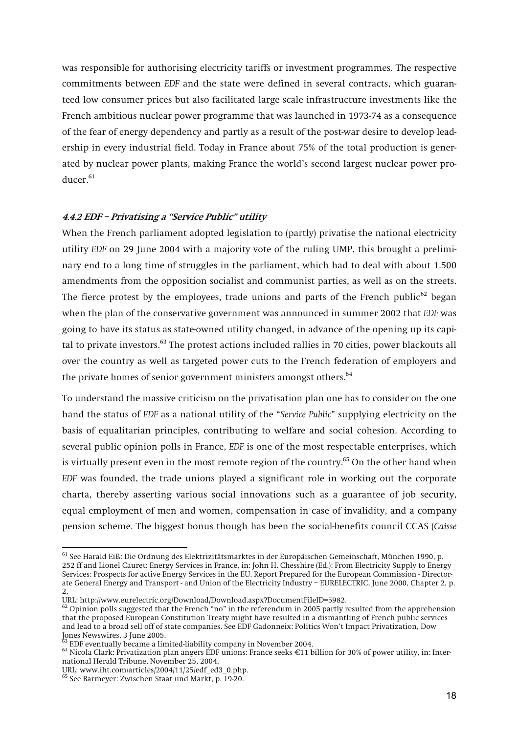was responsible for authorising electricity tariffs or investment programmes. The respective commitments between *EDF* and the state were defined in several contracts, which guaranteed low consumer prices but also facilitated large scale infrastructure investments like the French ambitious nuclear power programme that was launched in 1973-74 as a consequence of the fear of energy dependency and partly as a result of the post-war desire to develop leadership in every industrial field. Today in France about 75% of the total production is generated by nuclear power plants, making France the world's second largest nuclear power producer.[61]

### 4.4.2 EDF – Privatising a "Service Public" utility

When the French parliament adopted legislation to (partly) privatise the national electricity utility *EDF* on 29 June 2004 with a majority vote of the ruling UMP, this brought a preliminary end to a long time of struggles in the parliament, which had to deal with about 1.500 amendments from the opposition socialist and communist parties, as well as on the streets. The fierce protest by the employees, trade unions and parts of the French public[62] began when the plan of the conservative government was announced in summer 2002 that *EDF* was going to have its status as state-owned utility changed, in advance of the opening up its capital to private investors.[63] The protest actions included rallies in 70 cities, power blackouts all over the country as well as targeted power cuts to the French federation of employers and the private homes of senior government ministers amongst others.[64]

To understand the massive criticism on the privatisation plan one has to consider on the one hand the status of *EDF* as a national utility of the "*Service Public*" supplying electricity on the basis of equalitarian principles, contributing to welfare and social cohesion. According to several public opinion polls in France, *EDF* is one of the most respectable enterprises, which is virtually present even in the most remote region of the country.[65] On the other hand when *EDF* was founded, the trade unions played a significant role in working out the corporate charta, thereby asserting various social innovations such as a guarantee of job security, equal employment of men and women, compensation in case of invalidity, and a company pension scheme. The biggest bonus though has been the social-benefits council CCAS (*Caisse*

---

[61] See Harald Eiß: Die Ordnung des Elektrizitätsmarktes in der Europäischen Gemeinschaft, München 1990, p. 252 ff and Lionel Cauret: Energy Services in France, in: John H. Chesshire (Ed.): From Electricity Supply to Energy Services: Prospects for active Energy Services in the EU. Report Prepared for the European Commission - Directorate General Energy and Transport - and Union of the Electricity Industry – EURELECTRIC, June 2000, Chapter 2, p. 2,
URL: http://www.eurelectric.org/Download/Download.aspx?DocumentFileID=5982.

[62] Opinion polls suggested that the French "no" in the referendum in 2005 partly resulted from the apprehension that the proposed European Constitution Treaty might have resulted in a dismantling of French public services and lead to a broad sell off of state companies. See EDF Gadonneix: Politics Won't Impact Privatization, Dow Jones Newswires, 3 June 2005.

[63] EDF eventually became a limited-liability company in November 2004.

[64] Nicola Clark: Privatization plan angers EDF unions: France seeks €11 billion for 30% of power utility, in: International Herald Tribune, November 25, 2004,
URL: www.iht.com/articles/2004/11/25/edf_ed3_0.php.

[65] See Barmeyer: Zwischen Staat und Markt, p. 19-20.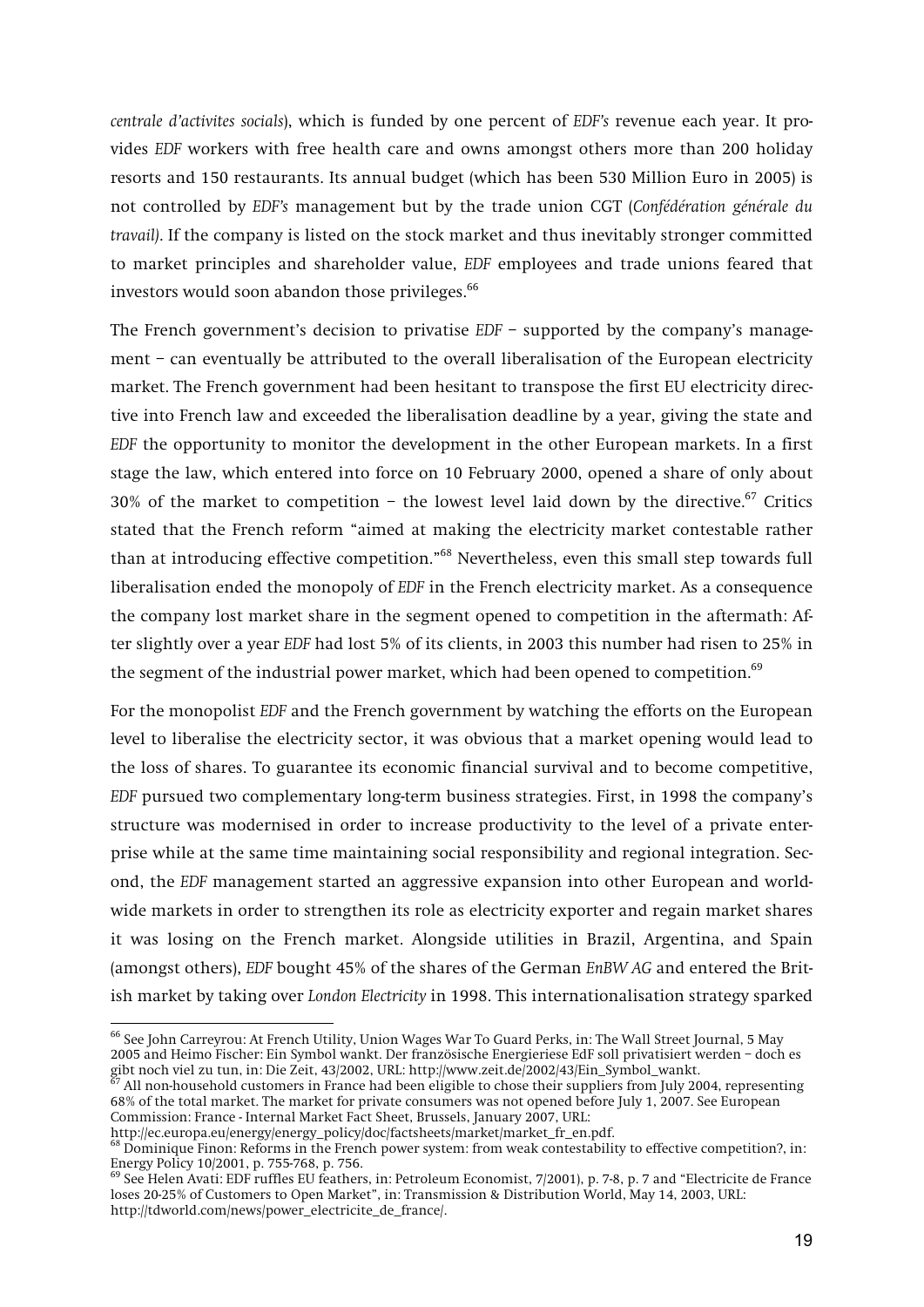*centrale d'activites socials*), which is funded by one percent of *EDF's* revenue each year. It provides *EDF* workers with free health care and owns amongst others more than 200 holiday resorts and 150 restaurants. Its annual budget (which has been 530 Million Euro in 2005) is not controlled by *EDF's* management but by the trade union CGT (*Confédération générale du travail)*. If the company is listed on the stock market and thus inevitably stronger committed to market principles and shareholder value, *EDF* employees and trade unions feared that investors would soon abandon those privileges.[66]

The French government's decision to privatise *EDF* – supported by the company's management – can eventually be attributed to the overall liberalisation of the European electricity market. The French government had been hesitant to transpose the first EU electricity directive into French law and exceeded the liberalisation deadline by a year, giving the state and *EDF* the opportunity to monitor the development in the other European markets. In a first stage the law, which entered into force on 10 February 2000, opened a share of only about 30% of the market to competition – the lowest level laid down by the directive.[67] Critics stated that the French reform "aimed at making the electricity market contestable rather than at introducing effective competition."[68] Nevertheless, even this small step towards full liberalisation ended the monopoly of *EDF* in the French electricity market. As a consequence the company lost market share in the segment opened to competition in the aftermath: After slightly over a year *EDF* had lost 5% of its clients, in 2003 this number had risen to 25% in the segment of the industrial power market, which had been opened to competition.[69]

For the monopolist *EDF* and the French government by watching the efforts on the European level to liberalise the electricity sector, it was obvious that a market opening would lead to the loss of shares. To guarantee its economic financial survival and to become competitive, *EDF* pursued two complementary long-term business strategies. First, in 1998 the company's structure was modernised in order to increase productivity to the level of a private enterprise while at the same time maintaining social responsibility and regional integration. Second, the *EDF* management started an aggressive expansion into other European and worldwide markets in order to strengthen its role as electricity exporter and regain market shares it was losing on the French market. Alongside utilities in Brazil, Argentina, and Spain (amongst others), *EDF* bought 45% of the shares of the German *EnBW AG* and entered the British market by taking over *London Electricity* in 1998. This internationalisation strategy sparked

---

[66] See John Carreyrou: At French Utility, Union Wages War To Guard Perks, in: The Wall Street Journal, 5 May 2005 and Heimo Fischer: Ein Symbol wankt. Der französische Energieriese EdF soll privatisiert werden – doch es gibt noch viel zu tun, in: Die Zeit, 43/2002, URL: http://www.zeit.de/2002/43/Ein_Symbol_wankt.

[67] All non-household customers in France had been eligible to chose their suppliers from July 2004, representing 68% of the total market. The market for private consumers was not opened before July 1, 2007. See European Commission: France - Internal Market Fact Sheet, Brussels, January 2007, URL: http://ec.europa.eu/energy/energy_policy/doc/factsheets/market/market_fr_en.pdf.

[68] Dominique Finon: Reforms in the French power system: from weak contestability to effective competition?, in: Energy Policy 10/2001, p. 755-768, p. 756.

[69] See Helen Avati: EDF ruffles EU feathers, in: Petroleum Economist, 7/2001), p. 7-8, p. 7 and "Electricite de France loses 20-25% of Customers to Open Market", in: Transmission & Distribution World, May 14, 2003, URL: http://tdworld.com/news/power_electricite_de_france/.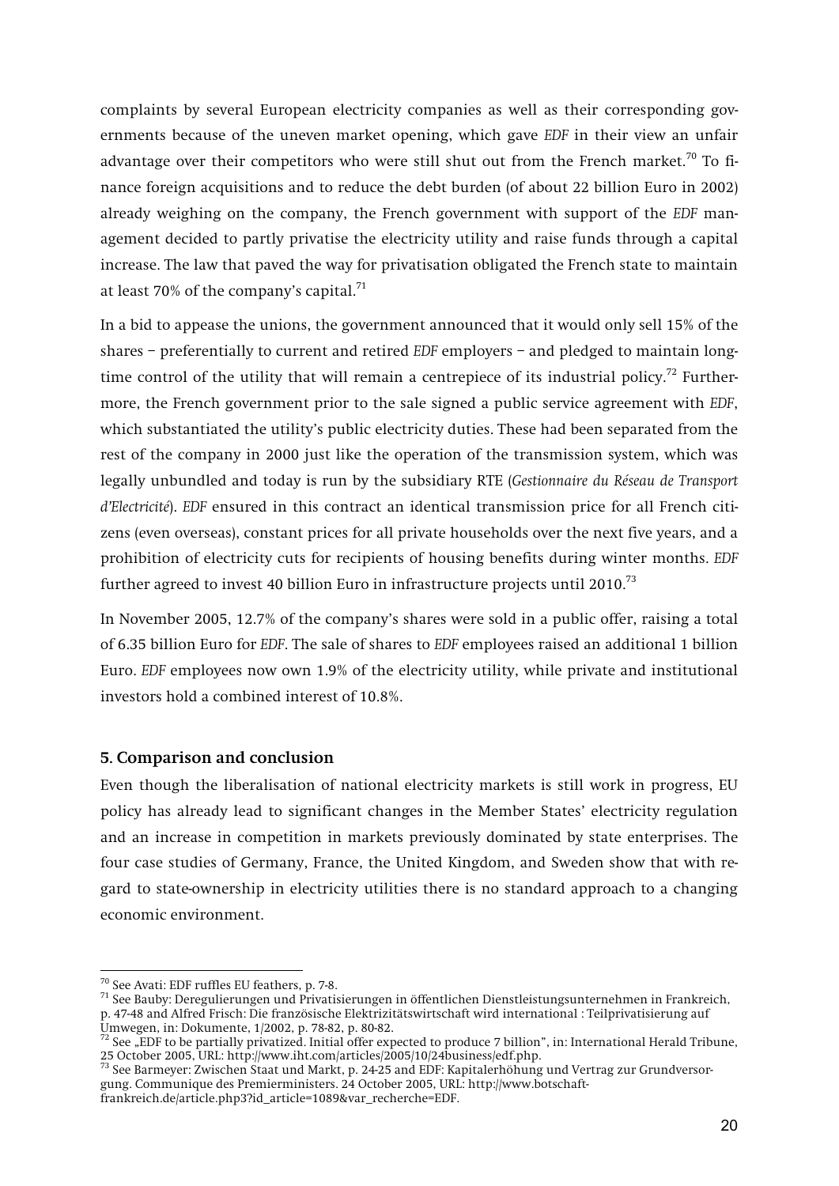complaints by several European electricity companies as well as their corresponding governments because of the uneven market opening, which gave *EDF* in their view an unfair advantage over their competitors who were still shut out from the French market.[70] To finance foreign acquisitions and to reduce the debt burden (of about 22 billion Euro in 2002) already weighing on the company, the French government with support of the *EDF* management decided to partly privatise the electricity utility and raise funds through a capital increase. The law that paved the way for privatisation obligated the French state to maintain at least 70% of the company's capital.[71]

In a bid to appease the unions, the government announced that it would only sell 15% of the shares – preferentially to current and retired *EDF* employers – and pledged to maintain longtime control of the utility that will remain a centrepiece of its industrial policy.[72] Furthermore, the French government prior to the sale signed a public service agreement with *EDF*, which substantiated the utility's public electricity duties. These had been separated from the rest of the company in 2000 just like the operation of the transmission system, which was legally unbundled and today is run by the subsidiary RTE (*Gestionnaire du Réseau de Transport d'Electricité*). *EDF* ensured in this contract an identical transmission price for all French citizens (even overseas), constant prices for all private households over the next five years, and a prohibition of electricity cuts for recipients of housing benefits during winter months. *EDF* further agreed to invest 40 billion Euro in infrastructure projects until 2010.[73]

In November 2005, 12.7% of the company's shares were sold in a public offer, raising a total of 6.35 billion Euro for *EDF*. The sale of shares to *EDF* employees raised an additional 1 billion Euro. *EDF* employees now own 1.9% of the electricity utility, while private and institutional investors hold a combined interest of 10.8%.

## 5. Comparison and conclusion

Even though the liberalisation of national electricity markets is still work in progress, EU policy has already lead to significant changes in the Member States' electricity regulation and an increase in competition in markets previously dominated by state enterprises. The four case studies of Germany, France, the United Kingdom, and Sweden show that with regard to state-ownership in electricity utilities there is no standard approach to a changing economic environment.

---

[70] See Avati: EDF ruffles EU feathers, p. 7-8.

[71] See Bauby: Deregulierungen und Privatisierungen in öffentlichen Dienstleistungsunternehmen in Frankreich, p. 47-48 and Alfred Frisch: Die französische Elektrizitätswirtschaft wird international : Teilprivatisierung auf Umwegen, in: Dokumente, 1/2002, p. 78-82, p. 80-82.

[72] See „EDF to be partially privatized. Initial offer expected to produce 7 billion", in: International Herald Tribune, 25 October 2005, URL: http://www.iht.com/articles/2005/10/24business/edf.php.

[73] See Barmeyer: Zwischen Staat und Markt, p. 24-25 and EDF: Kapitalerhöhung und Vertrag zur Grundversorgung. Communique des Premierministers. 24 October 2005, URL: http://www.botschaft-frankreich.de/article.php3?id_article=1089&var_recherche=EDF.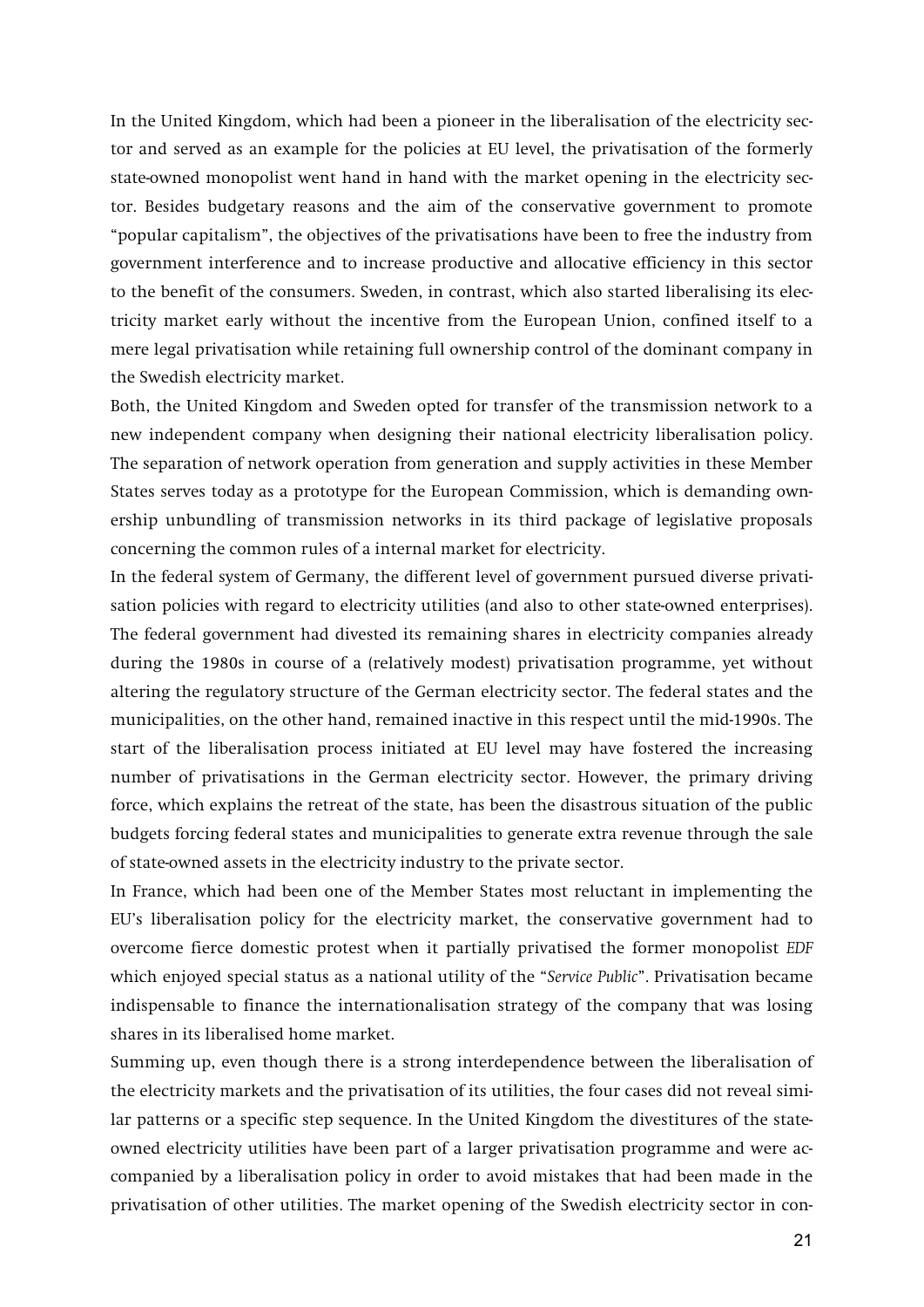In the United Kingdom, which had been a pioneer in the liberalisation of the electricity sector and served as an example for the policies at EU level, the privatisation of the formerly state-owned monopolist went hand in hand with the market opening in the electricity sector. Besides budgetary reasons and the aim of the conservative government to promote "popular capitalism", the objectives of the privatisations have been to free the industry from government interference and to increase productive and allocative efficiency in this sector to the benefit of the consumers. Sweden, in contrast, which also started liberalising its electricity market early without the incentive from the European Union, confined itself to a mere legal privatisation while retaining full ownership control of the dominant company in the Swedish electricity market.

Both, the United Kingdom and Sweden opted for transfer of the transmission network to a new independent company when designing their national electricity liberalisation policy. The separation of network operation from generation and supply activities in these Member States serves today as a prototype for the European Commission, which is demanding ownership unbundling of transmission networks in its third package of legislative proposals concerning the common rules of a internal market for electricity.

In the federal system of Germany, the different level of government pursued diverse privatisation policies with regard to electricity utilities (and also to other state-owned enterprises). The federal government had divested its remaining shares in electricity companies already during the 1980s in course of a (relatively modest) privatisation programme, yet without altering the regulatory structure of the German electricity sector. The federal states and the municipalities, on the other hand, remained inactive in this respect until the mid-1990s. The start of the liberalisation process initiated at EU level may have fostered the increasing number of privatisations in the German electricity sector. However, the primary driving force, which explains the retreat of the state, has been the disastrous situation of the public budgets forcing federal states and municipalities to generate extra revenue through the sale of state-owned assets in the electricity industry to the private sector.

In France, which had been one of the Member States most reluctant in implementing the EU's liberalisation policy for the electricity market, the conservative government had to overcome fierce domestic protest when it partially privatised the former monopolist *EDF* which enjoyed special status as a national utility of the "*Service Public*". Privatisation became indispensable to finance the internationalisation strategy of the company that was losing shares in its liberalised home market.

Summing up, even though there is a strong interdependence between the liberalisation of the electricity markets and the privatisation of its utilities, the four cases did not reveal similar patterns or a specific step sequence. In the United Kingdom the divestitures of the state-owned electricity utilities have been part of a larger privatisation programme and were accompanied by a liberalisation policy in order to avoid mistakes that had been made in the privatisation of other utilities. The market opening of the Swedish electricity sector in con-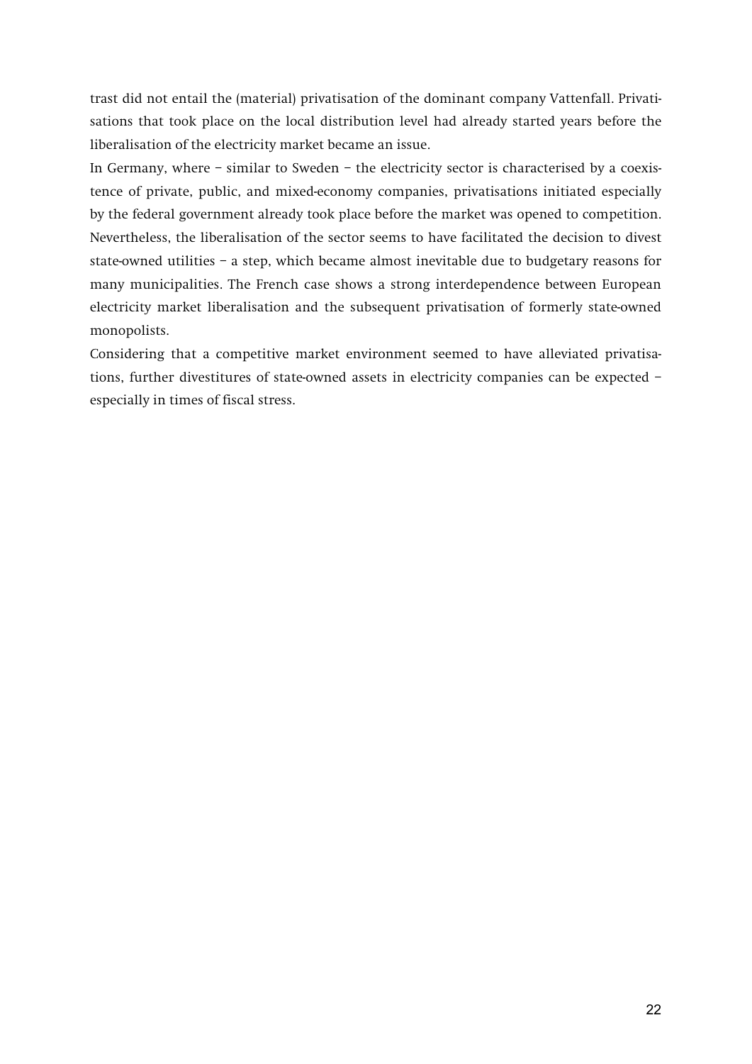trast did not entail the (material) privatisation of the dominant company Vattenfall. Privatisations that took place on the local distribution level had already started years before the liberalisation of the electricity market became an issue.

In Germany, where – similar to Sweden – the electricity sector is characterised by a coexistence of private, public, and mixed-economy companies, privatisations initiated especially by the federal government already took place before the market was opened to competition. Nevertheless, the liberalisation of the sector seems to have facilitated the decision to divest state-owned utilities – a step, which became almost inevitable due to budgetary reasons for many municipalities. The French case shows a strong interdependence between European electricity market liberalisation and the subsequent privatisation of formerly state-owned monopolists.

Considering that a competitive market environment seemed to have alleviated privatisations, further divestitures of state-owned assets in electricity companies can be expected – especially in times of fiscal stress.